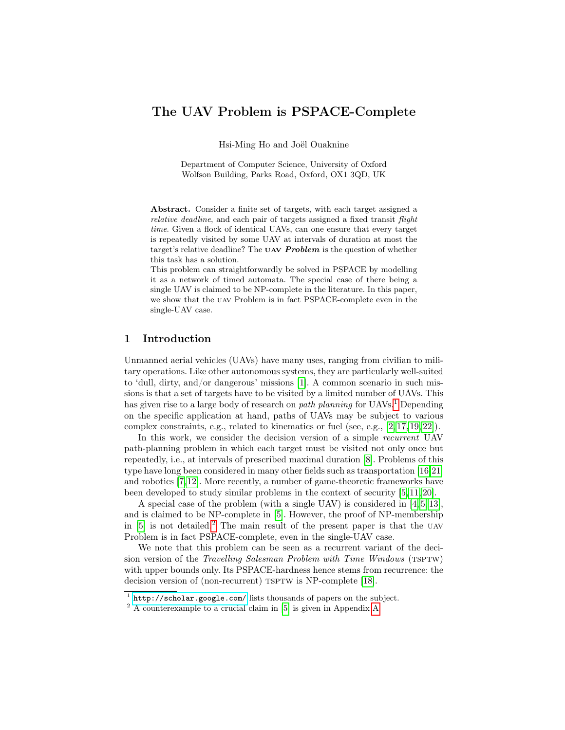# The UAV Problem is PSPACE-Complete

Hsi-Ming Ho and Joël Ouaknine

Department of Computer Science, University of Oxford
Wolfson Building, Parks Road, Oxford, OX1 3QD, UK

**Abstract.** Consider a finite set of targets, with each target assigned a *relative deadline*, and each pair of targets assigned a fixed transit *flight time*. Given a flock of identical UAVs, can one ensure that every target is repeatedly visited by some UAV at intervals of duration at most the target's relative deadline? The **UAV** ***Problem*** is the question of whether this task has a solution.
This problem can straightforwardly be solved in PSPACE by modelling it as a network of timed automata. The special case of there being a single UAV is claimed to be NP-complete in the literature. In this paper, we show that the UAV Problem is in fact PSPACE-complete even in the single-UAV case.

## 1 Introduction

Unmanned aerial vehicles (UAVs) have many uses, ranging from civilian to military operations. Like other autonomous systems, they are particularly well-suited to 'dull, dirty, and/or dangerous' missions [1]. A common scenario in such missions is that a set of targets have to be visited by a limited number of UAVs. This has given rise to a large body of research on *path planning* for UAVs.[1] Depending on the specific application at hand, paths of UAVs may be subject to various complex constraints, e.g., related to kinematics or fuel (see, e.g., [2,17,19,22]).

In this work, we consider the decision version of a simple *recurrent* UAV path-planning problem in which each target must be visited not only once but repeatedly, i.e., at intervals of prescribed maximal duration [8]. Problems of this type have long been considered in many other fields such as transportation [16,21] and robotics [7,12]. More recently, a number of game-theoretic frameworks have been developed to study similar problems in the context of security [5,11,20].

A special case of the problem (with a single UAV) is considered in [4,5,13], and is claimed to be NP-complete in [5]. However, the proof of NP-membership in [5] is not detailed.[2] The main result of the present paper is that the UAV Problem is in fact PSPACE-complete, even in the single-UAV case.

We note that this problem can be seen as a recurrent variant of the decision version of the *Travelling Salesman Problem with Time Windows* (TSPTW) with upper bounds only. Its PSPACE-hardness hence stems from recurrence: the decision version of (non-recurrent) TSPTW is NP-complete [18].

[1] http://scholar.google.com/ lists thousands of papers on the subject.

[2] A counterexample to a crucial claim in [5] is given in Appendix A.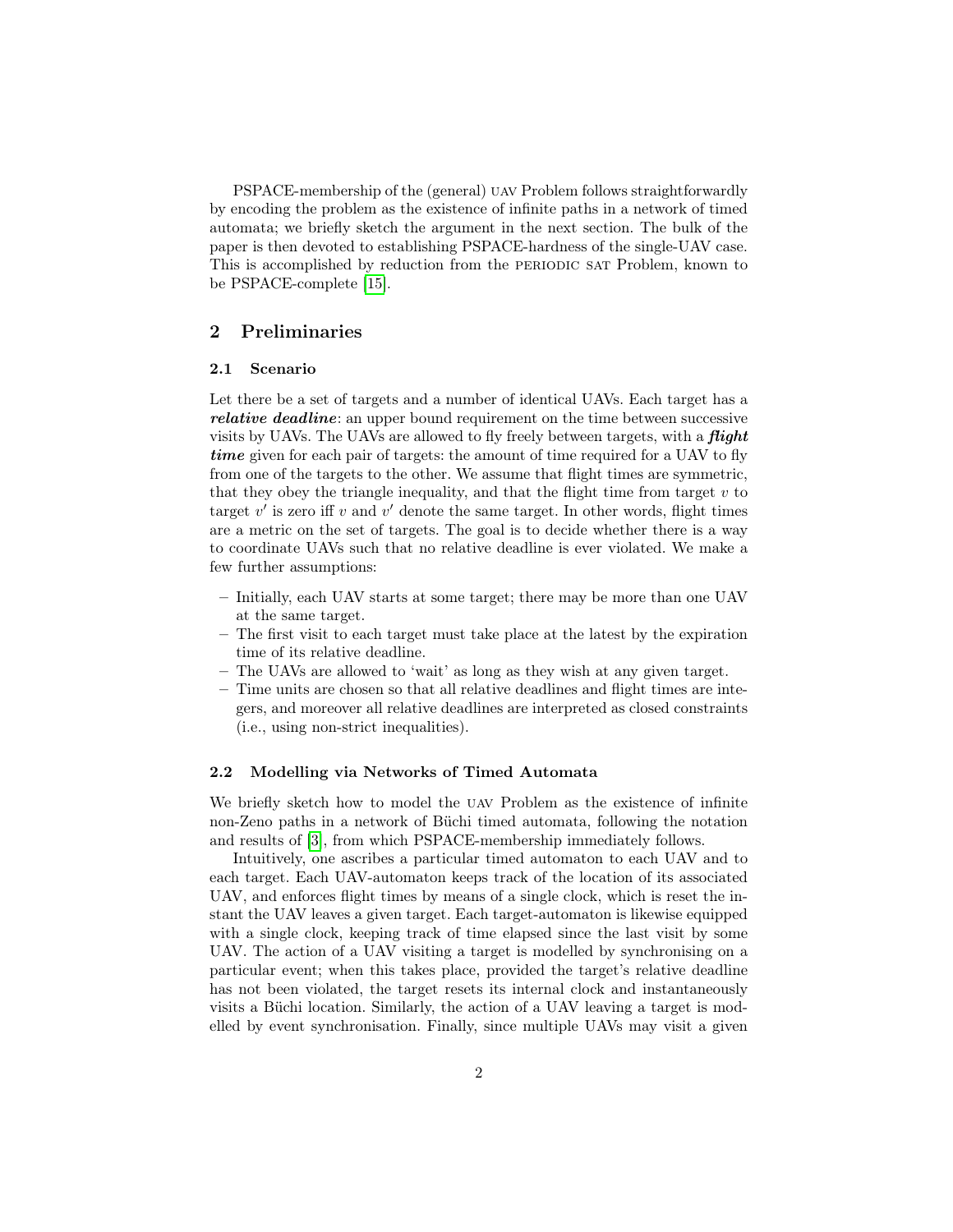PSPACE-membership of the (general) UAV Problem follows straightforwardly by encoding the problem as the existence of infinite paths in a network of timed automata; we briefly sketch the argument in the next section. The bulk of the paper is then devoted to establishing PSPACE-hardness of the single-UAV case. This is accomplished by reduction from the PERIODIC SAT Problem, known to be PSPACE-complete [15].

## 2 Preliminaries

### 2.1 Scenario

Let there be a set of targets and a number of identical UAVs. Each target has a ***relative deadline***: an upper bound requirement on the time between successive visits by UAVs. The UAVs are allowed to fly freely between targets, with a ***flight time*** given for each pair of targets: the amount of time required for a UAV to fly from one of the targets to the other. We assume that flight times are symmetric, that they obey the triangle inequality, and that the flight time from target $v$ to target $v'$ is zero iff $v$ and $v'$ denote the same target. In other words, flight times are a metric on the set of targets. The goal is to decide whether there is a way to coordinate UAVs such that no relative deadline is ever violated. We make a few further assumptions:

- Initially, each UAV starts at some target; there may be more than one UAV at the same target.
- The first visit to each target must take place at the latest by the expiration time of its relative deadline.
- The UAVs are allowed to 'wait' as long as they wish at any given target.
- Time units are chosen so that all relative deadlines and flight times are integers, and moreover all relative deadlines are interpreted as closed constraints (i.e., using non-strict inequalities).

### 2.2 Modelling via Networks of Timed Automata

We briefly sketch how to model the UAV Problem as the existence of infinite non-Zeno paths in a network of Büchi timed automata, following the notation and results of [3], from which PSPACE-membership immediately follows.

Intuitively, one ascribes a particular timed automaton to each UAV and to each target. Each UAV-automaton keeps track of the location of its associated UAV, and enforces flight times by means of a single clock, which is reset the instant the UAV leaves a given target. Each target-automaton is likewise equipped with a single clock, keeping track of time elapsed since the last visit by some UAV. The action of a UAV visiting a target is modelled by synchronising on a particular event; when this takes place, provided the target's relative deadline has not been violated, the target resets its internal clock and instantaneously visits a Büchi location. Similarly, the action of a UAV leaving a target is modelled by event synchronisation. Finally, since multiple UAVs may visit a given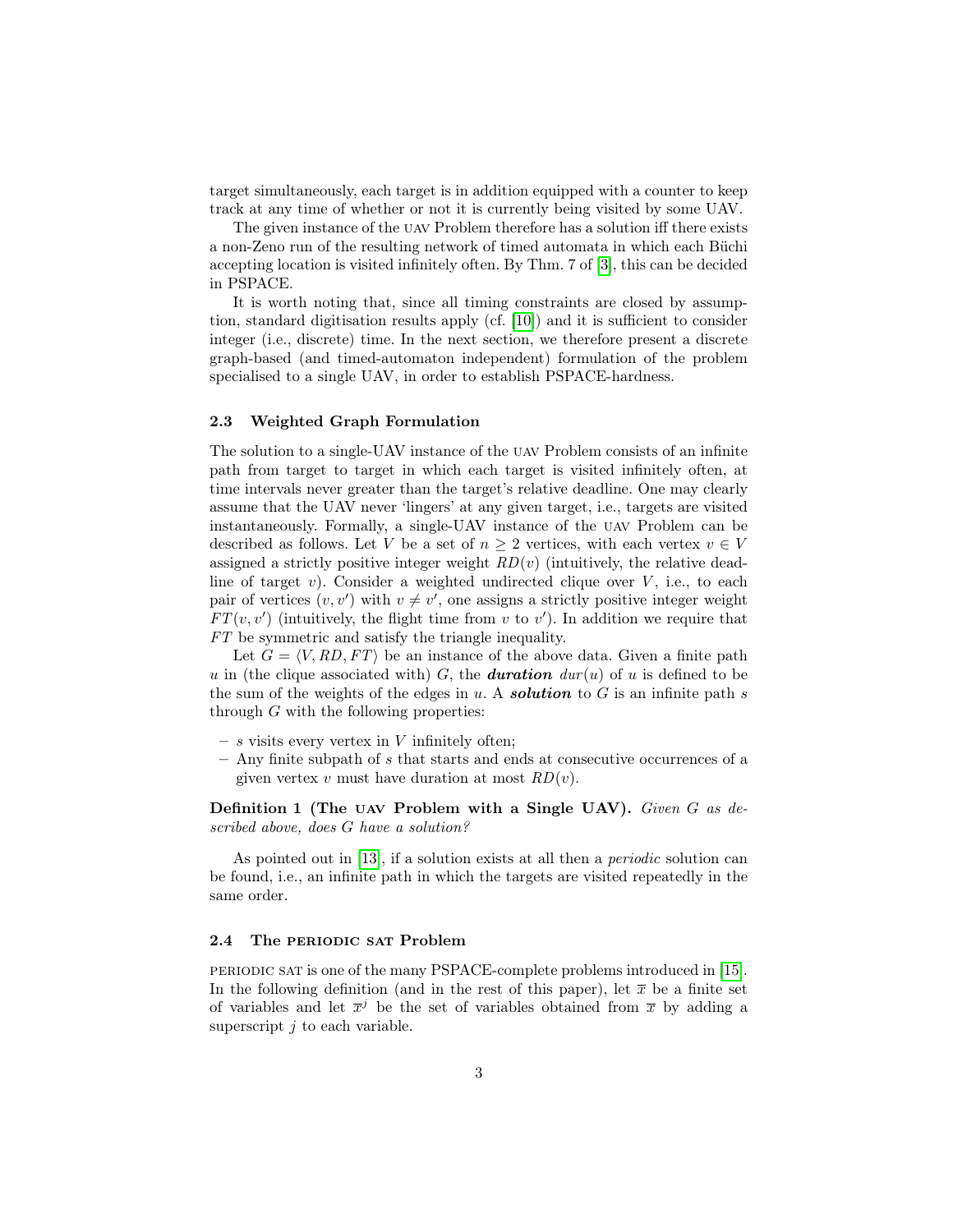target simultaneously, each target is in addition equipped with a counter to keep track at any time of whether or not it is currently being visited by some UAV.

The given instance of the UAV Problem therefore has a solution iff there exists a non-Zeno run of the resulting network of timed automata in which each Büchi accepting location is visited infinitely often. By Thm. 7 of [3], this can be decided in PSPACE.

It is worth noting that, since all timing constraints are closed by assumption, standard digitisation results apply (cf. [10]) and it is sufficient to consider integer (i.e., discrete) time. In the next section, we therefore present a discrete graph-based (and timed-automaton independent) formulation of the problem specialised to a single UAV, in order to establish PSPACE-hardness.

### 2.3 Weighted Graph Formulation

The solution to a single-UAV instance of the UAV Problem consists of an infinite path from target to target in which each target is visited infinitely often, at time intervals never greater than the target's relative deadline. One may clearly assume that the UAV never 'lingers' at any given target, i.e., targets are visited instantaneously. Formally, a single-UAV instance of the UAV Problem can be described as follows. Let $V$ be a set of $n \geq 2$ vertices, with each vertex $v \in V$ assigned a strictly positive integer weight $RD(v)$ (intuitively, the relative deadline of target $v$). Consider a weighted undirected clique over $V$, i.e., to each pair of vertices $(v, v')$ with $v \neq v'$, one assigns a strictly positive integer weight $FT(v, v')$ (intuitively, the flight time from $v$ to $v'$). In addition we require that $FT$ be symmetric and satisfy the triangle inequality.

Let $G = \langle V, RD, FT \rangle$ be an instance of the above data. Given a finite path $u$ in (the clique associated with) $G$, the ***duration*** $dur(u)$ of $u$ is defined to be the sum of the weights of the edges in $u$. A ***solution*** to $G$ is an infinite path $s$ through $G$ with the following properties:

- $s$ visits every vertex in $V$ infinitely often;
- Any finite subpath of $s$ that starts and ends at consecutive occurrences of a given vertex $v$ must have duration at most $RD(v)$.

**Definition 1 (The UAV Problem with a Single UAV).** *Given $G$ as described above, does $G$ have a solution?*

As pointed out in [13], if a solution exists at all then a *periodic* solution can be found, i.e., an infinite path in which the targets are visited repeatedly in the same order.

### 2.4 The PERIODIC SAT Problem

PERIODIC SAT is one of the many PSPACE-complete problems introduced in [15]. In the following definition (and in the rest of this paper), let $\overline{x}$ be a finite set of variables and let $\overline{x}^j$ be the set of variables obtained from $\overline{x}$ by adding a superscript $j$ to each variable.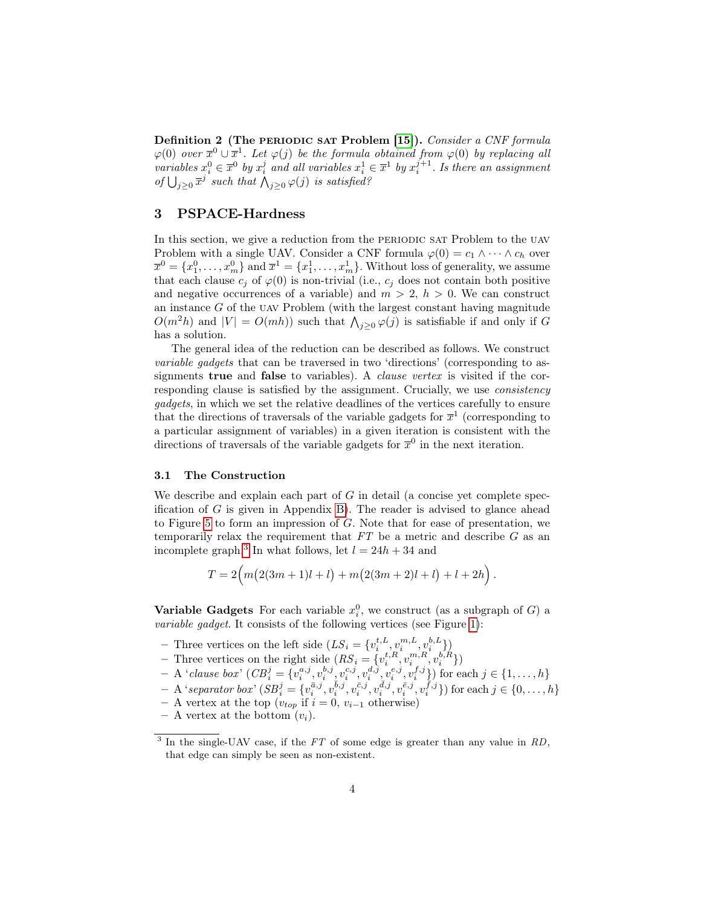**Definition 2 (The PERIODIC SAT Problem [15]).** *Consider a CNF formula $\varphi(0)$ over $\overline{x}^0 \cup \overline{x}^1$. Let $\varphi(j)$ be the formula obtained from $\varphi(0)$ by replacing all variables $x_i^0 \in \overline{x}^0$ by $x_i^j$ and all variables $x_i^1 \in \overline{x}^1$ by $x_i^{j+1}$. Is there an assignment of $\bigcup_{j\geq 0} \overline{x}^j$ such that $\bigwedge_{j\geq 0} \varphi(j)$ is satisfied?*

## 3 PSPACE-Hardness

In this section, we give a reduction from the PERIODIC SAT Problem to the UAV Problem with a single UAV. Consider a CNF formula $\varphi(0) = c_1 \wedge \cdots \wedge c_h$ over $\overline{x}^0 = \{x_1^0, \ldots, x_m^0\}$ and $\overline{x}^1 = \{x_1^1, \ldots, x_m^1\}$. Without loss of generality, we assume that each clause $c_j$ of $\varphi(0)$ is non-trivial (i.e., $c_j$ does not contain both positive and negative occurrences of a variable) and $m > 2$, $h > 0$. We can construct an instance $G$ of the UAV Problem (with the largest constant having magnitude $O(m^2h)$ and $|V| = O(mh)$) such that $\bigwedge_{j\geq 0} \varphi(j)$ is satisfiable if and only if $G$ has a solution.

The general idea of the reduction can be described as follows. We construct *variable gadgets* that can be traversed in two 'directions' (corresponding to assignments **true** and **false** to variables). A *clause vertex* is visited if the corresponding clause is satisfied by the assignment. Crucially, we use *consistency gadgets*, in which we set the relative deadlines of the vertices carefully to ensure that the directions of traversals of the variable gadgets for $\overline{x}^1$ (corresponding to a particular assignment of variables) in a given iteration is consistent with the directions of traversals of the variable gadgets for $\overline{x}^0$ in the next iteration.

### 3.1 The Construction

We describe and explain each part of $G$ in detail (a concise yet complete specification of $G$ is given in Appendix B). The reader is advised to glance ahead to Figure 5 to form an impression of $G$. Note that for ease of presentation, we temporarily relax the requirement that $FT$ be a metric and describe $G$ as an incomplete graph.[3] In what follows, let $l = 24h + 34$ and

$$T = 2\Big(m\big(2(3m+1)l + l\big) + m\big(2(3m+2)l + l\big) + l + 2h\Big).$$

**Variable Gadgets** For each variable $x_i^0$, we construct (as a subgraph of $G$) a *variable gadget*. It consists of the following vertices (see Figure 1):

- Three vertices on the left side ($LS_i = \{v_i^{t,L}, v_i^{m,L}, v_i^{b,L}\}$)
- Three vertices on the right side ($RS_i = \{v_i^{t,R}, v_i^{m,R}, v_i^{b,R}\}$)
- A '*clause box*' ($CB_i^j = \{v_i^{a,j}, v_i^{b,j}, v_i^{c,j}, v_i^{d,j}, v_i^{e,j}, v_i^{f,j}\}$) for each $j \in \{1, \ldots, h\}$
- A '*separator box*' ($SB_i^j = \{v_i^{\bar{a},j}, v_i^{\bar{b},j}, v_i^{\bar{c},j}, v_i^{\bar{d},j}, v_i^{\bar{e},j}, v_i^{\bar{f},j}\}$) for each $j \in \{0, \ldots, h\}$
- A vertex at the top ($v_{top}$ if $i = 0$, $v_{i-1}$ otherwise)
- A vertex at the bottom ($v_i$).

[3] In the single-UAV case, if the $FT$ of some edge is greater than any value in $RD$, that edge can simply be seen as non-existent.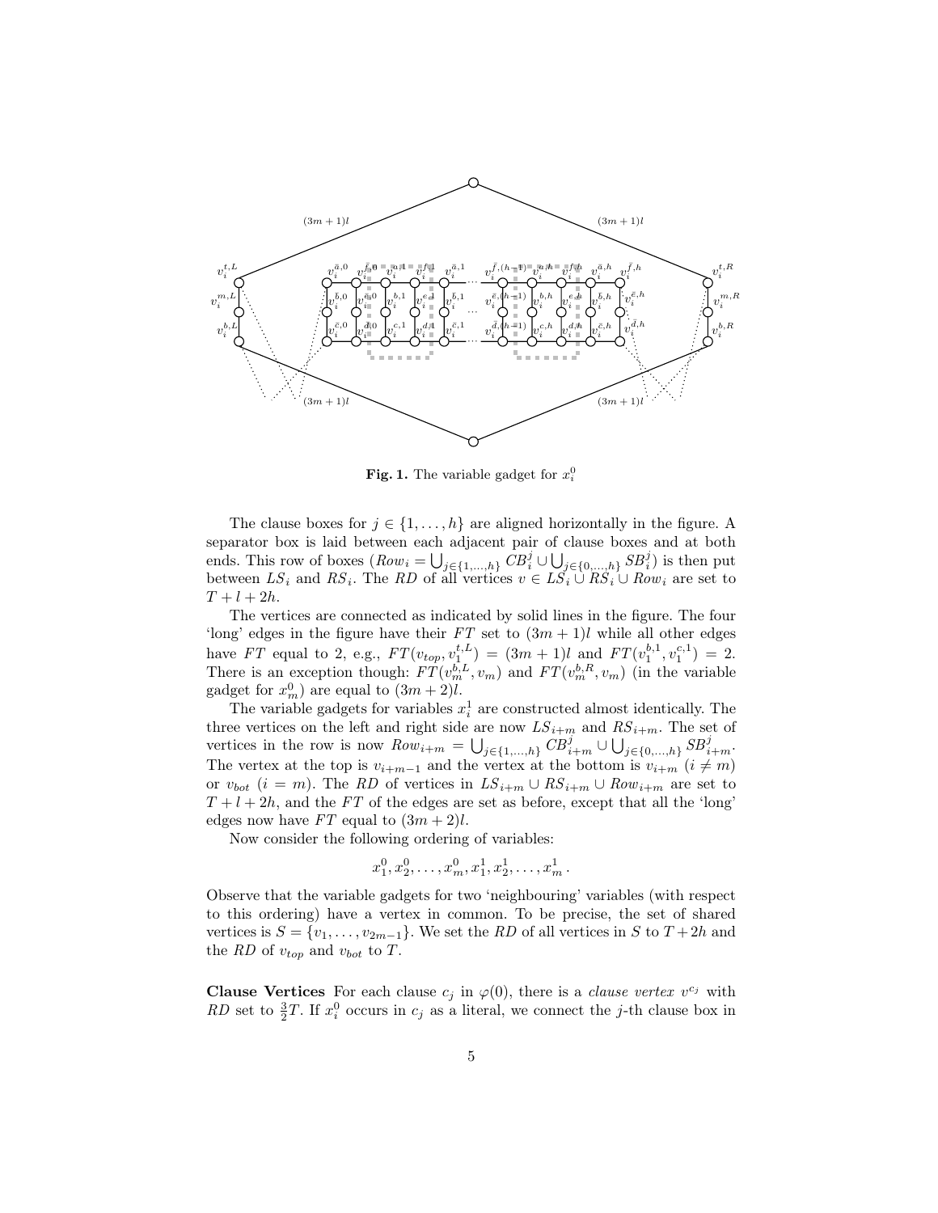**Fig. 1.** The variable gadget for $x_i^0$

The clause boxes for $j \in \{1, \ldots, h\}$ are aligned horizontally in the figure. A separator box is laid between each adjacent pair of clause boxes and at both ends. This row of boxes ($Row_i = \bigcup_{j\in\{1,\ldots,h\}} CB_i^j \cup \bigcup_{j\in\{0,\ldots,h\}} SB_i^j$) is then put between $LS_i$ and $RS_i$. The $RD$ of all vertices $v \in LS_i \cup RS_i \cup Row_i$ are set to $T + l + 2h$.

The vertices are connected as indicated by solid lines in the figure. The four 'long' edges in the figure have their $FT$ set to $(3m + 1)l$ while all other edges have $FT$ equal to 2, e.g., $FT(v_{top}, v_1^{t,L}) = (3m + 1)l$ and $FT(v_1^{b,1}, v_1^{c,1}) = 2$. There is an exception though: $FT(v_m^{b,L}, v_m)$ and $FT(v_m^{b,R}, v_m)$ (in the variable gadget for $x_m^0$) are equal to $(3m + 2)l$.

The variable gadgets for variables $x_i^1$ are constructed almost identically. The three vertices on the left and right side are now $LS_{i+m}$ and $RS_{i+m}$. The set of vertices in the row is now $Row_{i+m} = \bigcup_{j\in\{1,\ldots,h\}} CB_{i+m}^j \cup \bigcup_{j\in\{0,\ldots,h\}} SB_{i+m}^j$. The vertex at the top is $v_{i+m-1}$ and the vertex at the bottom is $v_{i+m}$ ($i \neq m$) or $v_{bot}$ ($i = m$). The $RD$ of vertices in $LS_{i+m} \cup RS_{i+m} \cup Row_{i+m}$ are set to $T + l + 2h$, and the $FT$ of the edges are set as before, except that all the 'long' edges now have $FT$ equal to $(3m + 2)l$.

Now consider the following ordering of variables:

$$x_1^0, x_2^0, \ldots, x_m^0, x_1^1, x_2^1, \ldots, x_m^1 .$$

Observe that the variable gadgets for two 'neighbouring' variables (with respect to this ordering) have a vertex in common. To be precise, the set of shared vertices is $S = \{v_1, \ldots, v_{2m-1}\}$. We set the $RD$ of all vertices in $S$ to $T + 2h$ and the $RD$ of $v_{top}$ and $v_{bot}$ to $T$.

**Clause Vertices** For each clause $c_j$ in $\varphi(0)$, there is a *clause vertex* $v^{c_j}$ with $RD$ set to $\frac{3}{2}T$. If $x_i^0$ occurs in $c_j$ as a literal, we connect the $j$-th clause box in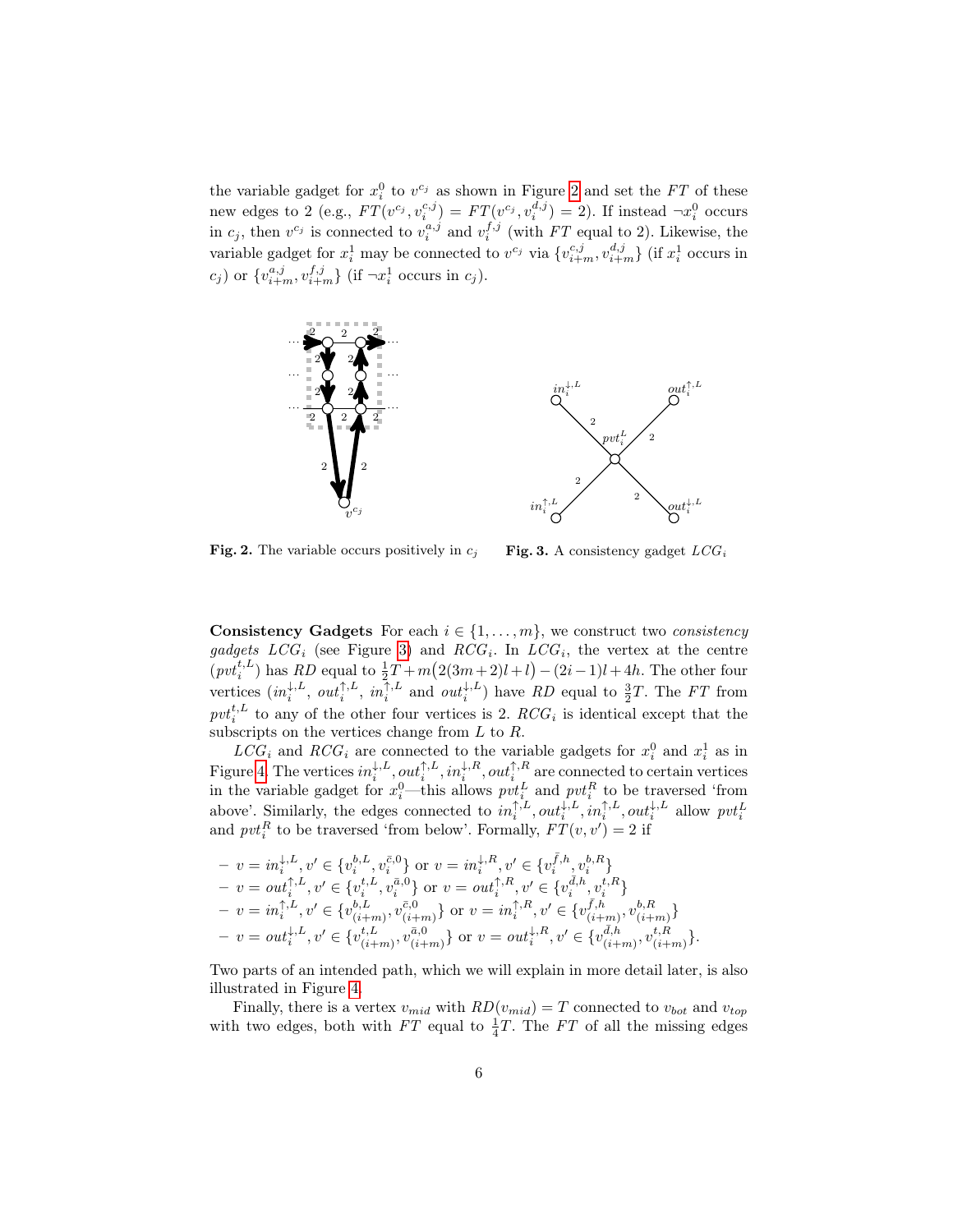the variable gadget for $x_i^0$ to $v^{c_j}$ as shown in Figure 2 and set the $FT$ of these new edges to 2 (e.g., $FT(v^{c_j}, v_i^{c,j}) = FT(v^{c_j}, v_i^{d,j}) = 2$). If instead $\neg x_i^0$ occurs in $c_j$, then $v^{c_j}$ is connected to $v_i^{a,j}$ and $v_i^{f,j}$ (with $FT$ equal to 2). Likewise, the variable gadget for $x_i^1$ may be connected to $v^{c_j}$ via $\{v_{i+m}^{c,j}, v_{i+m}^{d,j}\}$ (if $x_i^1$ occurs in $c_j$) or $\{v_{i+m}^{a,j}, v_{i+m}^{f,j}\}$ (if $\neg x_i^1$ occurs in $c_j$).

**Fig. 2.** The variable occurs positively in $c_j$

**Fig. 3.** A consistency gadget $LCG_i$

**Consistency Gadgets** For each $i \in \{1, \ldots, m\}$, we construct two *consistency gadgets* $LCG_i$ (see Figure 3) and $RCG_i$. In $LCG_i$, the vertex at the centre ($pvt_i^{t,L}$) has $RD$ equal to $\frac{1}{2}T + m\big(2(3m+2)l + l\big) - (2i-1)l + 4h$. The other four vertices ($in_i^{\downarrow,L}$, $out_i^{\uparrow,L}$, $in_i^{\uparrow,L}$ and $out_i^{\downarrow,L}$) have $RD$ equal to $\frac{3}{2}T$. The $FT$ from $pvt_i^{t,L}$ to any of the other four vertices is 2. $RCG_i$ is identical except that the subscripts on the vertices change from $L$ to $R$.

$LCG_i$ and $RCG_i$ are connected to the variable gadgets for $x_i^0$ and $x_i^1$ as in Figure 4. The vertices $in_i^{\downarrow,L}, out_i^{\uparrow,L}, in_i^{\downarrow,R}, out_i^{\uparrow,R}$ are connected to certain vertices in the variable gadget for $x_i^0$—this allows $pvt_i^L$ and $pvt_i^R$ to be traversed 'from above'. Similarly, the edges connected to $in_i^{\uparrow,L}, out_i^{\downarrow,L}, in_i^{\uparrow,L}, out_i^{\downarrow,L}$ allow $pvt_i^L$ and $pvt_i^R$ to be traversed 'from below'. Formally, $FT(v, v') = 2$ if

- $v = in_i^{\downarrow,L}, v' \in \{v_i^{b,L}, v_i^{\bar{c},0}\}$ or $v = in_i^{\downarrow,R}, v' \in \{v_i^{\bar{f},h}, v_i^{b,R}\}$
- $v = out_i^{\uparrow,L}, v' \in \{v_i^{t,L}, v_i^{\bar{a},0}\}$ or $v = out_i^{\uparrow,R}, v' \in \{v_i^{\bar{d},h}, v_i^{t,R}\}$
- $v = in_i^{\uparrow,L}, v' \in \{v_{(i+m)}^{b,L}, v_{(i+m)}^{\bar{c},0}\}$ or $v = in_i^{\uparrow,R}, v' \in \{v_{(i+m)}^{\bar{f},h}, v_{(i+m)}^{b,R}\}$
- $v = out_i^{\downarrow,L}, v' \in \{v_{(i+m)}^{t,L}, v_{(i+m)}^{\bar{a},0}\}$ or $v = out_i^{\downarrow,R}, v' \in \{v_{(i+m)}^{\bar{d},h}, v_{(i+m)}^{t,R}\}$.

Two parts of an intended path, which we will explain in more detail later, is also illustrated in Figure 4.

Finally, there is a vertex $v_{mid}$ with $RD(v_{mid}) = T$ connected to $v_{bot}$ and $v_{top}$ with two edges, both with $FT$ equal to $\frac{1}{4}T$. The $FT$ of all the missing edges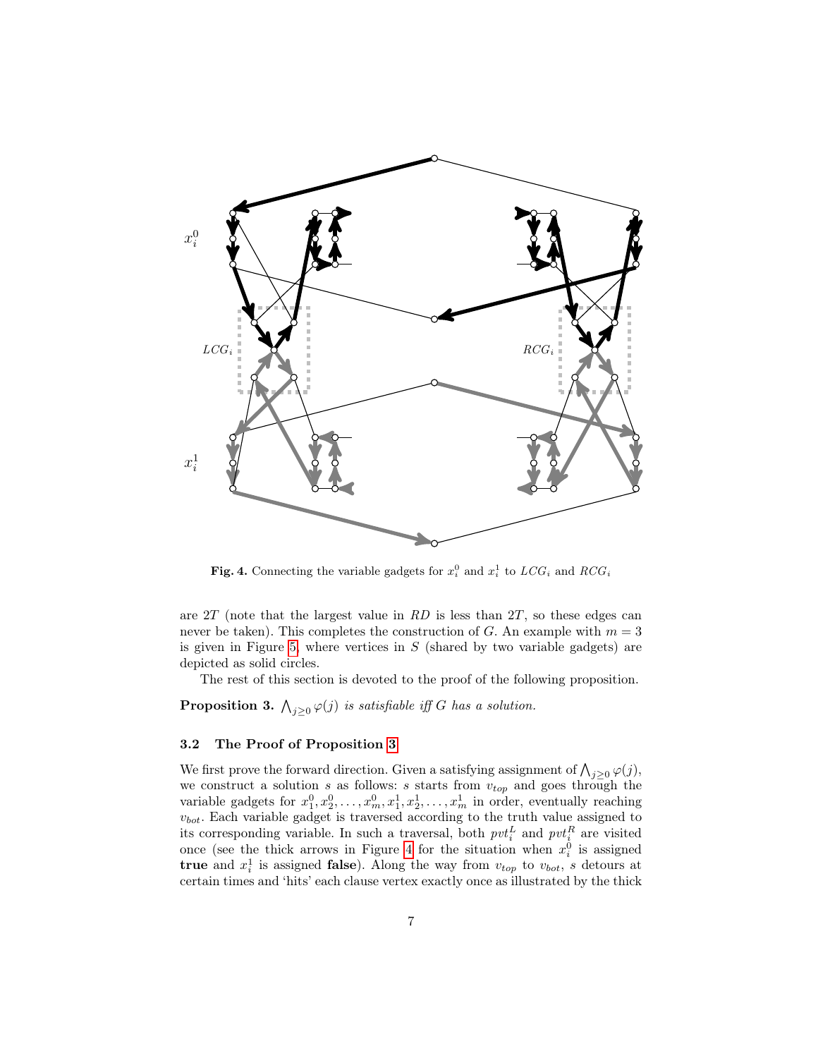**Fig. 4.** Connecting the variable gadgets for $x_i^0$ and $x_i^1$ to $LCG_i$ and $RCG_i$

are $2T$ (note that the largest value in $RD$ is less than $2T$, so these edges can never be taken). This completes the construction of $G$. An example with $m = 3$ is given in Figure 5, where vertices in $S$ (shared by two variable gadgets) are depicted as solid circles.

The rest of this section is devoted to the proof of the following proposition.

**Proposition 3.** *$\bigwedge_{j \geq 0} \varphi(j)$ is satisfiable iff $G$ has a solution.*

### 3.2 The Proof of Proposition 3

We first prove the forward direction. Given a satisfying assignment of $\bigwedge_{j \geq 0} \varphi(j)$, we construct a solution $s$ as follows: $s$ starts from $v_{top}$ and goes through the variable gadgets for $x_1^0, x_2^0, \ldots, x_m^0, x_1^1, x_2^1, \ldots, x_m^1$ in order, eventually reaching $v_{bot}$. Each variable gadget is traversed according to the truth value assigned to its corresponding variable. In such a traversal, both $pvt_i^L$ and $pvt_i^R$ are visited once (see the thick arrows in Figure 4 for the situation when $x_i^0$ is assigned **true** and $x_i^1$ is assigned **false**). Along the way from $v_{top}$ to $v_{bot}$, $s$ detours at certain times and 'hits' each clause vertex exactly once as illustrated by the thick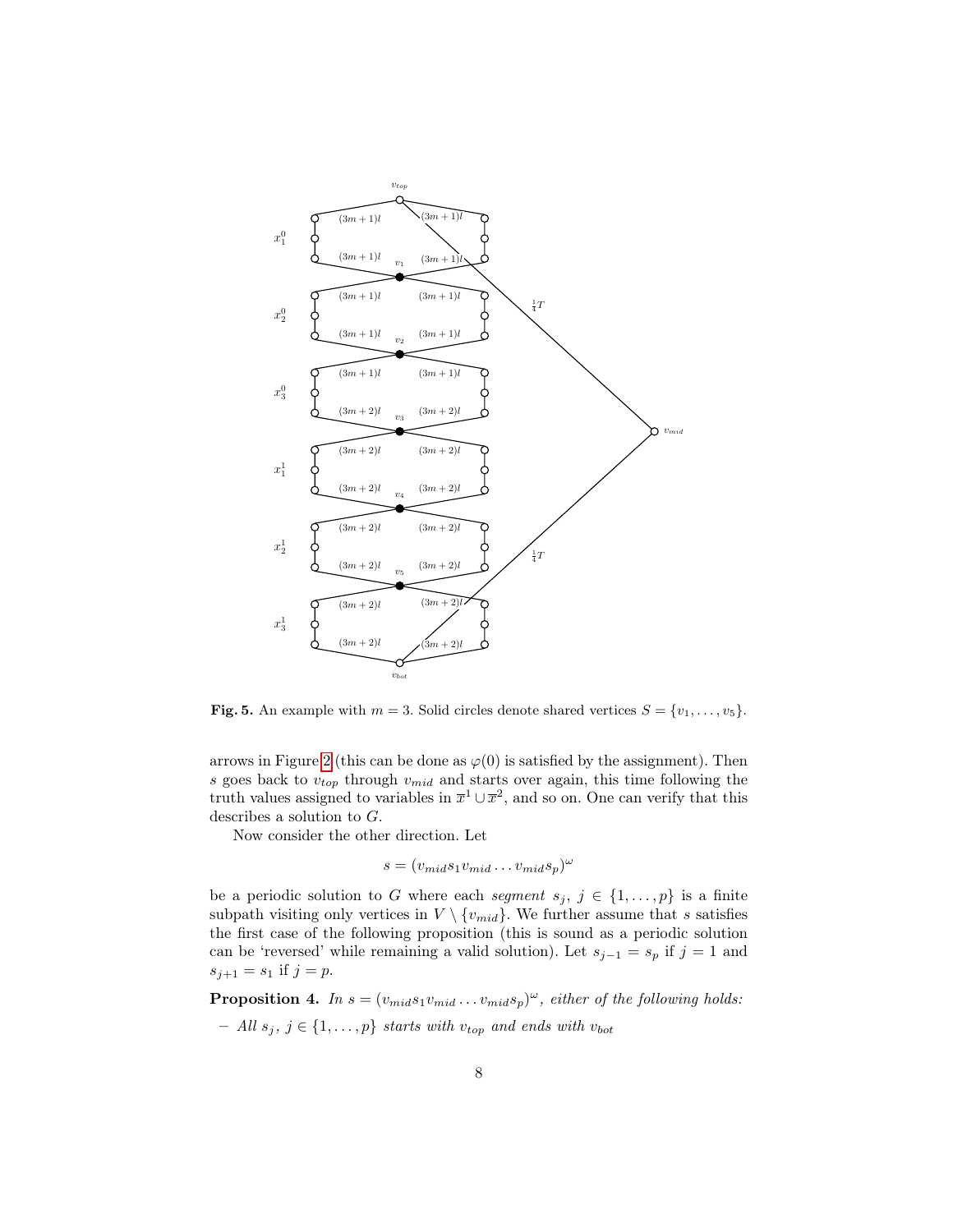**Fig. 5.** An example with $m = 3$. Solid circles denote shared vertices $S = \{v_1, \ldots, v_5\}$.

arrows in Figure 2 (this can be done as $\varphi(0)$ is satisfied by the assignment). Then $s$ goes back to $v_{top}$ through $v_{mid}$ and starts over again, this time following the truth values assigned to variables in $\overline{x}^1 \cup \overline{x}^2$, and so on. One can verify that this describes a solution to $G$.

Now consider the other direction. Let

$$s = (v_{mid} s_1 v_{mid} \ldots v_{mid} s_p)^\omega$$

be a periodic solution to $G$ where each *segment* $s_j$, $j \in \{1, \ldots, p\}$ is a finite subpath visiting only vertices in $V \setminus \{v_{mid}\}$. We further assume that $s$ satisfies the first case of the following proposition (this is sound as a periodic solution can be 'reversed' while remaining a valid solution). Let $s_{j-1} = s_p$ if $j = 1$ and $s_{j+1} = s_1$ if $j = p$.

**Proposition 4.** *In $s = (v_{mid} s_1 v_{mid} \ldots v_{mid} s_p)^\omega$, either of the following holds:*

– *All $s_j$, $j \in \{1, \ldots, p\}$ starts with $v_{top}$ and ends with $v_{bot}$*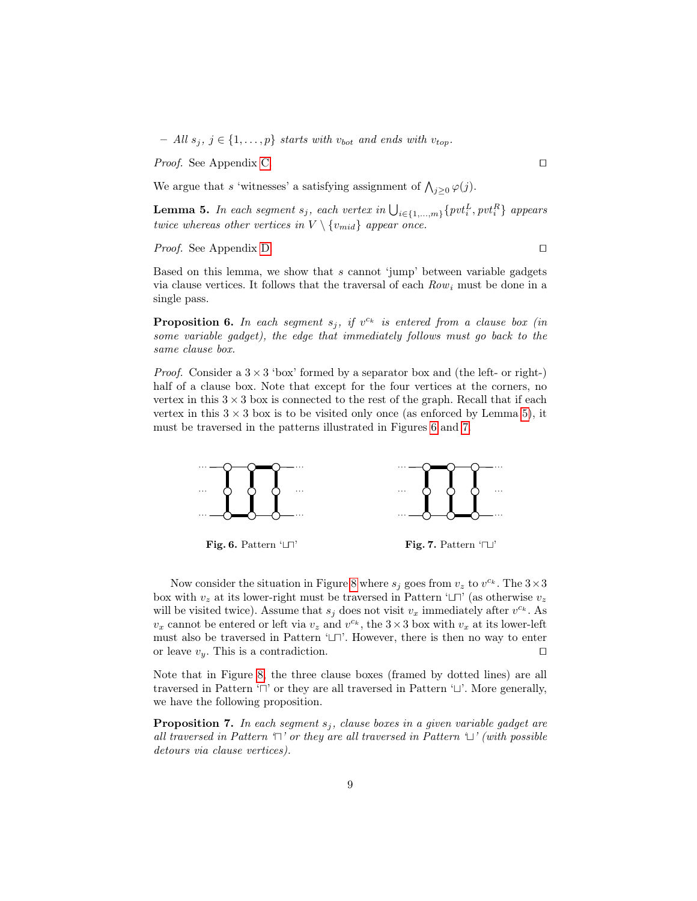– *All* $s_j$, $j \in \{1, \ldots, p\}$ *starts with* $v_{bot}$ *and ends with* $v_{top}$.

*Proof.* See Appendix C. ◻

We argue that $s$ 'witnesses' a satisfying assignment of $\bigwedge_{j \geq 0} \varphi(j)$.

**Lemma 5.** *In each segment* $s_j$*, each vertex in* $\bigcup_{i \in \{1,\ldots,m\}} \{pvt_i^L, pvt_i^R\}$ *appears twice whereas other vertices in* $V \setminus \{v_{mid}\}$ *appear once.*

*Proof.* See Appendix D. ◻

Based on this lemma, we show that $s$ cannot 'jump' between variable gadgets via clause vertices. It follows that the traversal of each $Row_i$ must be done in a single pass.

**Proposition 6.** *In each segment* $s_j$*, if* $v^{c_k}$ *is entered from a clause box (in some variable gadget), the edge that immediately follows must go back to the same clause box.*

*Proof.* Consider a $3 \times 3$ 'box' formed by a separator box and (the left- or right-) half of a clause box. Note that except for the four vertices at the corners, no vertex in this $3 \times 3$ box is connected to the rest of the graph. Recall that if each vertex in this $3 \times 3$ box is to be visited only once (as enforced by Lemma 5), it must be traversed in the patterns illustrated in Figures 6 and 7.

**Fig. 6.** Pattern '⊔⊓'

**Fig. 7.** Pattern '⊓⊔'

Now consider the situation in Figure 8 where $s_j$ goes from $v_z$ to $v^{c_k}$. The $3 \times 3$ box with $v_z$ at its lower-right must be traversed in Pattern '⊔⊓' (as otherwise $v_z$ will be visited twice). Assume that $s_j$ does not visit $v_x$ immediately after $v^{c_k}$. As $v_x$ cannot be entered or left via $v_z$ and $v^{c_k}$, the $3 \times 3$ box with $v_x$ at its lower-left must also be traversed in Pattern '⊔⊓'. However, there is then no way to enter or leave $v_y$. This is a contradiction. ◻

Note that in Figure 8, the three clause boxes (framed by dotted lines) are all traversed in Pattern '⊓' or they are all traversed in Pattern '⊔'. More generally, we have the following proposition.

**Proposition 7.** *In each segment* $s_j$*, clause boxes in a given variable gadget are all traversed in Pattern '⊓' or they are all traversed in Pattern '⊔' (with possible detours via clause vertices).*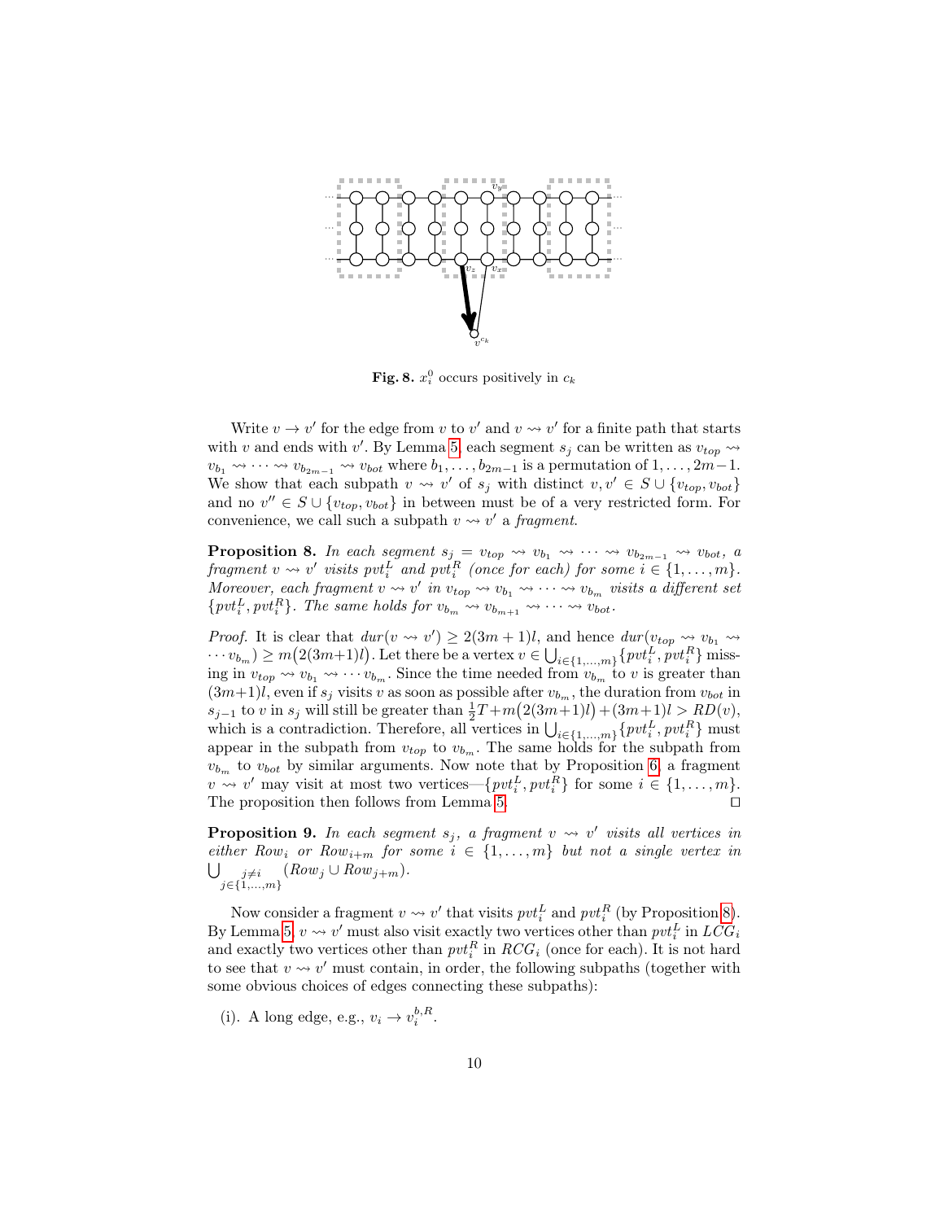**Fig. 8.** $x_i^0$ occurs positively in $c_k$

Write $v \to v'$ for the edge from $v$ to $v'$ and $v \rightsquigarrow v'$ for a finite path that starts with $v$ and ends with $v'$. By Lemma 5, each segment $s_j$ can be written as $v_{top} \rightsquigarrow v_{b_1} \rightsquigarrow \cdots \rightsquigarrow v_{b_{2m-1}} \rightsquigarrow v_{bot}$ where $b_1, \ldots, b_{2m-1}$ is a permutation of $1, \ldots, 2m-1$. We show that each subpath $v \rightsquigarrow v'$ of $s_j$ with distinct $v, v' \in S \cup \{v_{top}, v_{bot}\}$ and no $v'' \in S \cup \{v_{top}, v_{bot}\}$ in between must be of a very restricted form. For convenience, we call such a subpath $v \rightsquigarrow v'$ a *fragment*.

**Proposition 8.** *In each segment $s_j = v_{top} \rightsquigarrow v_{b_1} \rightsquigarrow \cdots \rightsquigarrow v_{b_{2m-1}} \rightsquigarrow v_{bot}$, a fragment $v \rightsquigarrow v'$ visits $pvt_i^L$ and $pvt_i^R$ (once for each) for some $i \in \{1, \ldots, m\}$. Moreover, each fragment $v \rightsquigarrow v'$ in $v_{top} \rightsquigarrow v_{b_1} \rightsquigarrow \cdots \rightsquigarrow v_{b_m}$ visits a different set $\{pvt_i^L, pvt_i^R\}$. The same holds for $v_{b_m} \rightsquigarrow v_{b_{m+1}} \rightsquigarrow \cdots \rightsquigarrow v_{bot}$.*

*Proof.* It is clear that $dur(v \rightsquigarrow v') \geq 2(3m+1)l$, and hence $dur(v_{top} \rightsquigarrow v_{b_1} \rightsquigarrow \cdots v_{b_m}) \geq m\big(2(3m+1)l\big)$. Let there be a vertex $v \in \bigcup_{i \in \{1,\ldots,m\}} \{pvt_i^L, pvt_i^R\}$ missing in $v_{top} \rightsquigarrow v_{b_1} \rightsquigarrow \cdots v_{b_m}$. Since the time needed from $v_{b_m}$ to $v$ is greater than $(3m+1)l$, even if $s_j$ visits $v$ as soon as possible after $v_{b_m}$, the duration from $v_{bot}$ in $s_{j-1}$ to $v$ in $s_j$ will still be greater than $\frac{1}{2}T + m\big(2(3m+1)l\big) + (3m+1)l > RD(v)$, which is a contradiction. Therefore, all vertices in $\bigcup_{i \in \{1,\ldots,m\}} \{pvt_i^L, pvt_i^R\}$ must appear in the subpath from $v_{top}$ to $v_{b_m}$. The same holds for the subpath from $v_{b_m}$ to $v_{bot}$ by similar arguments. Now note that by Proposition 6, a fragment $v \rightsquigarrow v'$ may visit at most two vertices—$\{pvt_i^L, pvt_i^R\}$ for some $i \in \{1, \ldots, m\}$. The proposition then follows from Lemma 5. $\square$

**Proposition 9.** *In each segment $s_j$, a fragment $v \rightsquigarrow v'$ visits all vertices in either $Row_i$ or $Row_{i+m}$ for some $i \in \{1, \ldots, m\}$ but not a single vertex in $\bigcup_{\substack{j \neq i \\ j \in \{1,\ldots,m\}}} (Row_j \cup Row_{j+m})$.*

Now consider a fragment $v \rightsquigarrow v'$ that visits $pvt_i^L$ and $pvt_i^R$ (by Proposition 8). By Lemma 5, $v \rightsquigarrow v'$ must also visit exactly two vertices other than $pvt_i^L$ in $LCG_i$ and exactly two vertices other than $pvt_i^R$ in $RCG_i$ (once for each). It is not hard to see that $v \rightsquigarrow v'$ must contain, in order, the following subpaths (together with some obvious choices of edges connecting these subpaths):

(i). A long edge, e.g., $v_i \to v_i^{b,R}$.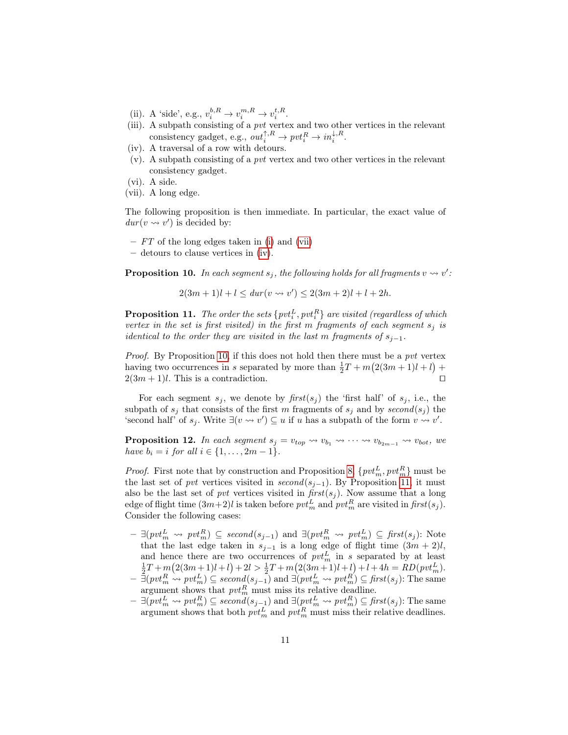(ii). A 'side', e.g., $v_i^{b,R} \to v_i^{m,R} \to v_i^{t,R}$.
(iii). A subpath consisting of a *pvt* vertex and two other vertices in the relevant consistency gadget, e.g., $out_i^{\uparrow,R} \to pvt_i^R \to in_i^{\downarrow,R}$.
(iv). A traversal of a row with detours.
(v). A subpath consisting of a *pvt* vertex and two other vertices in the relevant consistency gadget.
(vi). A side.
(vii). A long edge.

The following proposition is then immediate. In particular, the exact value of $dur(v \rightsquigarrow v')$ is decided by:

- $FT$ of the long edges taken in (i) and (vii)
- detours to clause vertices in (iv).

**Proposition 10.** *In each segment $s_j$, the following holds for all fragments $v \rightsquigarrow v'$:*

$$2(3m+1)l + l \leq dur(v \rightsquigarrow v') \leq 2(3m+2)l + l + 2h.$$

**Proposition 11.** *The order the sets $\{pvt_i^L, pvt_i^R\}$ are visited (regardless of which vertex in the set is first visited) in the first $m$ fragments of each segment $s_j$ is identical to the order they are visited in the last $m$ fragments of $s_{j-1}$.*

*Proof.* By Proposition 10, if this does not hold then there must be a *pvt* vertex having two occurrences in $s$ separated by more than $\frac{1}{2}T + m\big(2(3m+1)l + l\big) + 2(3m+1)l$. This is a contradiction. ◻

For each segment $s_j$, we denote by *first*$(s_j)$ the 'first half' of $s_j$, i.e., the subpath of $s_j$ that consists of the first $m$ fragments of $s_j$ and by *second*$(s_j)$ the 'second half' of $s_j$. Write $\exists(v \rightsquigarrow v') \subseteq u$ if $u$ has a subpath of the form $v \rightsquigarrow v'$.

**Proposition 12.** *In each segment $s_j = v_{top} \rightsquigarrow v_{b_1} \rightsquigarrow \cdots \rightsquigarrow v_{b_{2m-1}} \rightsquigarrow v_{bot}$, we have $b_i = i$ for all $i \in \{1, \ldots, 2m-1\}$.*

*Proof.* First note that by construction and Proposition 8, $\{pvt_m^L, pvt_m^R\}$ must be the last set of *pvt* vertices visited in *second*$(s_{j-1})$. By Proposition 11, it must also be the last set of *pvt* vertices visited in *first*$(s_j)$. Now assume that a long edge of flight time $(3m+2)l$ is taken before $pvt_m^L$ and $pvt_m^R$ are visited in *first*$(s_j)$. Consider the following cases:

- $\exists(pvt_m^L \rightsquigarrow pvt_m^R) \subseteq$ *second*$(s_{j-1})$ and $\exists(pvt_m^R \rightsquigarrow pvt_m^L) \subseteq$ *first*$(s_j)$: Note that the last edge taken in $s_{j-1}$ is a long edge of flight time $(3m+2)l$, and hence there are two occurrences of $pvt_m^L$ in $s$ separated by at least $\frac{1}{2}T + m\big(2(3m+1)l + l\big) + 2l > \frac{1}{2}T + m\big(2(3m+1)l + l\big) + l + 4h = RD(pvt_m^L)$.
- $\exists(pvt_m^R \rightsquigarrow pvt_m^L) \subseteq$ *second*$(s_{j-1})$ and $\exists(pvt_m^L \rightsquigarrow pvt_m^R) \subseteq$ *first*$(s_j)$: The same argument shows that $pvt_m^R$ must miss its relative deadline.
- $\exists(pvt_m^L \rightsquigarrow pvt_m^R) \subseteq$ *second*$(s_{j-1})$ and $\exists(pvt_m^L \rightsquigarrow pvt_m^R) \subseteq$ *first*$(s_j)$: The same argument shows that both $pvt_m^L$ and $pvt_m^R$ must miss their relative deadlines.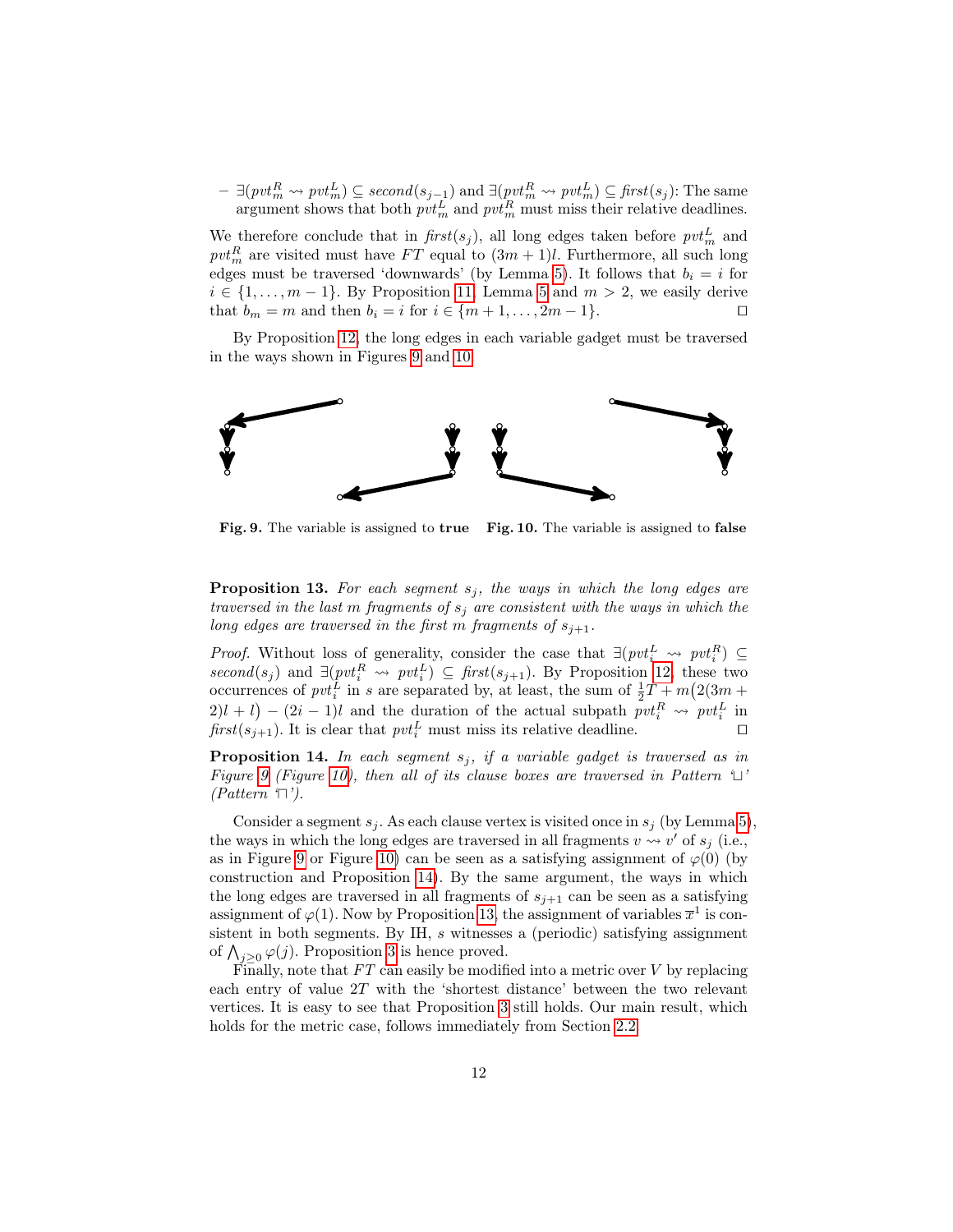- $\exists(pvt_m^R \rightsquigarrow pvt_m^L) \subseteq second(s_{j-1})$ and $\exists(pvt_m^R \rightsquigarrow pvt_m^L) \subseteq first(s_j)$: The same argument shows that both $pvt_m^L$ and $pvt_m^R$ must miss their relative deadlines.

We therefore conclude that in $first(s_j)$, all long edges taken before $pvt_m^L$ and $pvt_m^R$ are visited must have $FT$ equal to $(3m+1)l$. Furthermore, all such long edges must be traversed 'downwards' (by Lemma 5). It follows that $b_i = i$ for $i \in \{1, \ldots, m-1\}$. By Proposition 11, Lemma 5 and $m > 2$, we easily derive that $b_m = m$ and then $b_i = i$ for $i \in \{m+1, \ldots, 2m-1\}$. ◻

By Proposition 12, the long edges in each variable gadget must be traversed in the ways shown in Figures 9 and 10.

**Fig. 9.** The variable is assigned to **true**

**Fig. 10.** The variable is assigned to **false**

**Proposition 13.** *For each segment $s_j$, the ways in which the long edges are traversed in the last $m$ fragments of $s_j$ are consistent with the ways in which the long edges are traversed in the first $m$ fragments of $s_{j+1}$.*

*Proof.* Without loss of generality, consider the case that $\exists(pvt_i^L \rightsquigarrow pvt_i^R) \subseteq second(s_j)$ and $\exists(pvt_i^R \rightsquigarrow pvt_i^L) \subseteq first(s_{j+1})$. By Proposition 12, these two occurrences of $pvt_i^L$ in $s$ are separated by, at least, the sum of $\frac{1}{2}T + m\big(2(3m+2)l + l\big) - (2i-1)l$ and the duration of the actual subpath $pvt_i^R \rightsquigarrow pvt_i^L$ in $first(s_{j+1})$. It is clear that $pvt_i^L$ must miss its relative deadline. ◻

**Proposition 14.** *In each segment $s_j$, if a variable gadget is traversed as in Figure 9 (Figure 10), then all of its clause boxes are traversed in Pattern '⊔' (Pattern '⊓').*

Consider a segment $s_j$. As each clause vertex is visited once in $s_j$ (by Lemma 5), the ways in which the long edges are traversed in all fragments $v \rightsquigarrow v'$ of $s_j$ (i.e., as in Figure 9 or Figure 10) can be seen as a satisfying assignment of $\varphi(0)$ (by construction and Proposition 14). By the same argument, the ways in which the long edges are traversed in all fragments of $s_{j+1}$ can be seen as a satisfying assignment of $\varphi(1)$. Now by Proposition 13, the assignment of variables $\overline{x}^1$ is consistent in both segments. By IH, $s$ witnesses a (periodic) satisfying assignment of $\bigwedge_{j \geq 0} \varphi(j)$. Proposition 3 is hence proved.

Finally, note that $FT$ can easily be modified into a metric over $V$ by replacing each entry of value $2T$ with the 'shortest distance' between the two relevant vertices. It is easy to see that Proposition 3 still holds. Our main result, which holds for the metric case, follows immediately from Section 2.2.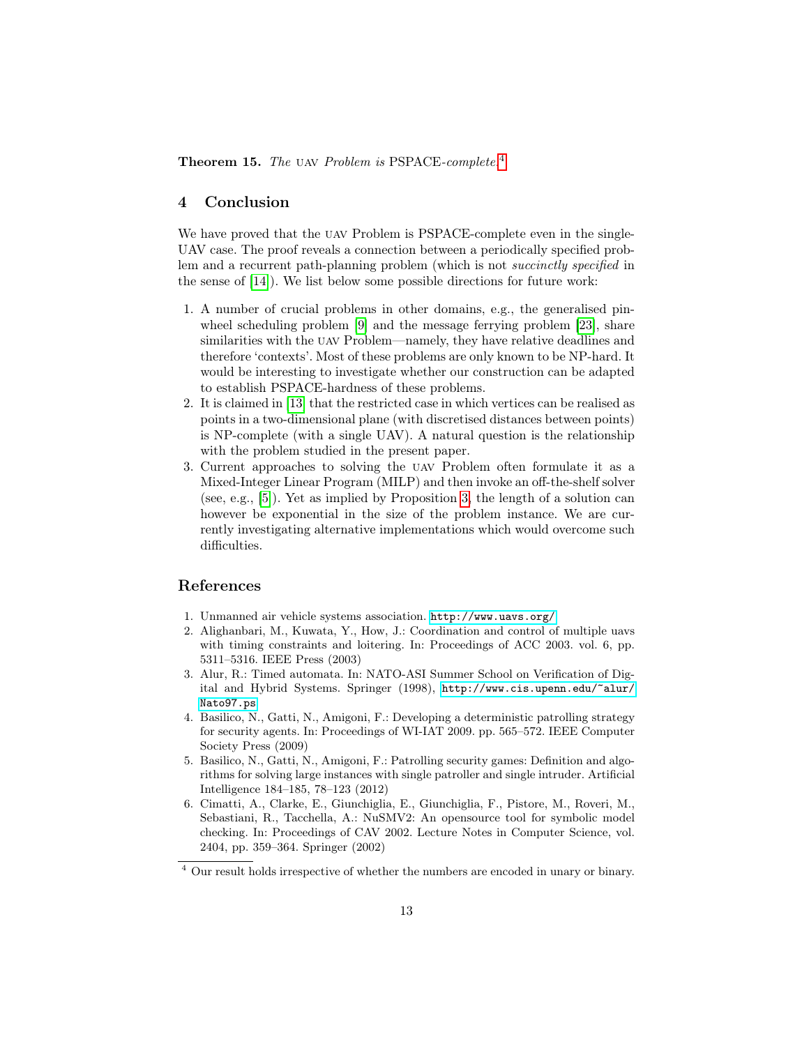**Theorem 15.** *The* UAV *Problem is* PSPACE*-complete.*[4]

## 4 Conclusion

We have proved that the UAV Problem is PSPACE-complete even in the single-UAV case. The proof reveals a connection between a periodically specified problem and a recurrent path-planning problem (which is not *succinctly specified* in the sense of [14]). We list below some possible directions for future work:

1. A number of crucial problems in other domains, e.g., the generalised pinwheel scheduling problem [9] and the message ferrying problem [23], share similarities with the UAV Problem—namely, they have relative deadlines and therefore 'contexts'. Most of these problems are only known to be NP-hard. It would be interesting to investigate whether our construction can be adapted to establish PSPACE-hardness of these problems.
2. It is claimed in [13] that the restricted case in which vertices can be realised as points in a two-dimensional plane (with discretised distances between points) is NP-complete (with a single UAV). A natural question is the relationship with the problem studied in the present paper.
3. Current approaches to solving the UAV Problem often formulate it as a Mixed-Integer Linear Program (MILP) and then invoke an off-the-shelf solver (see, e.g., [5]). Yet as implied by Proposition 3, the length of a solution can however be exponential in the size of the problem instance. We are currently investigating alternative implementations which would overcome such difficulties.

## References

1. Unmanned air vehicle systems association. http://www.uavs.org/
2. Alighanbari, M., Kuwata, Y., How, J.: Coordination and control of multiple uavs with timing constraints and loitering. In: Proceedings of ACC 2003. vol. 6, pp. 5311–5316. IEEE Press (2003)
3. Alur, R.: Timed automata. In: NATO-ASI Summer School on Verification of Digital and Hybrid Systems. Springer (1998), http://www.cis.upenn.edu/~alur/Nato97.ps
4. Basilico, N., Gatti, N., Amigoni, F.: Developing a deterministic patrolling strategy for security agents. In: Proceedings of WI-IAT 2009. pp. 565–572. IEEE Computer Society Press (2009)
5. Basilico, N., Gatti, N., Amigoni, F.: Patrolling security games: Definition and algorithms for solving large instances with single patroller and single intruder. Artificial Intelligence 184–185, 78–123 (2012)
6. Cimatti, A., Clarke, E., Giunchiglia, E., Giunchiglia, F., Pistore, M., Roveri, M., Sebastiani, R., Tacchella, A.: NuSMV2: An opensource tool for symbolic model checking. In: Proceedings of CAV 2002. Lecture Notes in Computer Science, vol. 2404, pp. 359–364. Springer (2002)

[4] Our result holds irrespective of whether the numbers are encoded in unary or binary.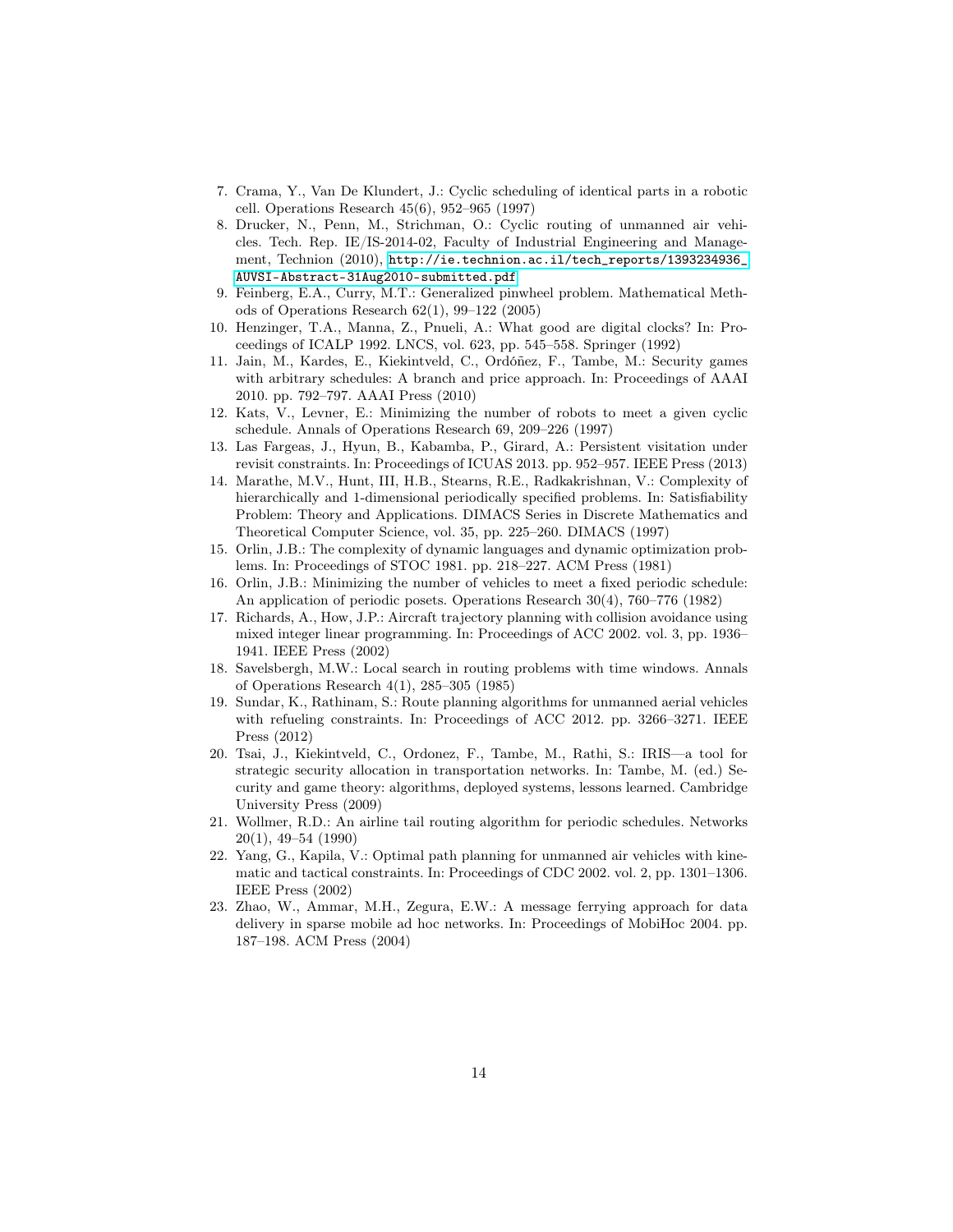7. Crama, Y., Van De Klundert, J.: Cyclic scheduling of identical parts in a robotic cell. Operations Research 45(6), 952–965 (1997)
8. Drucker, N., Penn, M., Strichman, O.: Cyclic routing of unmanned air vehicles. Tech. Rep. IE/IS-2014-02, Faculty of Industrial Engineering and Management, Technion (2010), http://ie.technion.ac.il/tech_reports/1393234936_AUVSI-Abstract-31Aug2010-submitted.pdf
9. Feinberg, E.A., Curry, M.T.: Generalized pinwheel problem. Mathematical Methods of Operations Research 62(1), 99–122 (2005)
10. Henzinger, T.A., Manna, Z., Pnueli, A.: What good are digital clocks? In: Proceedings of ICALP 1992. LNCS, vol. 623, pp. 545–558. Springer (1992)
11. Jain, M., Kardes, E., Kiekintveld, C., Ordóñez, F., Tambe, M.: Security games with arbitrary schedules: A branch and price approach. In: Proceedings of AAAI 2010. pp. 792–797. AAAI Press (2010)
12. Kats, V., Levner, E.: Minimizing the number of robots to meet a given cyclic schedule. Annals of Operations Research 69, 209–226 (1997)
13. Las Fargeas, J., Hyun, B., Kabamba, P., Girard, A.: Persistent visitation under revisit constraints. In: Proceedings of ICUAS 2013. pp. 952–957. IEEE Press (2013)
14. Marathe, M.V., Hunt, III, H.B., Stearns, R.E., Radkakrishnan, V.: Complexity of hierarchically and 1-dimensional periodically specified problems. In: Satisfiability Problem: Theory and Applications. DIMACS Series in Discrete Mathematics and Theoretical Computer Science, vol. 35, pp. 225–260. DIMACS (1997)
15. Orlin, J.B.: The complexity of dynamic languages and dynamic optimization problems. In: Proceedings of STOC 1981. pp. 218–227. ACM Press (1981)
16. Orlin, J.B.: Minimizing the number of vehicles to meet a fixed periodic schedule: An application of periodic posets. Operations Research 30(4), 760–776 (1982)
17. Richards, A., How, J.P.: Aircraft trajectory planning with collision avoidance using mixed integer linear programming. In: Proceedings of ACC 2002. vol. 3, pp. 1936–1941. IEEE Press (2002)
18. Savelsbergh, M.W.: Local search in routing problems with time windows. Annals of Operations Research 4(1), 285–305 (1985)
19. Sundar, K., Rathinam, S.: Route planning algorithms for unmanned aerial vehicles with refueling constraints. In: Proceedings of ACC 2012. pp. 3266–3271. IEEE Press (2012)
20. Tsai, J., Kiekintveld, C., Ordonez, F., Tambe, M., Rathi, S.: IRIS—a tool for strategic security allocation in transportation networks. In: Tambe, M. (ed.) Security and game theory: algorithms, deployed systems, lessons learned. Cambridge University Press (2009)
21. Wollmer, R.D.: An airline tail routing algorithm for periodic schedules. Networks 20(1), 49–54 (1990)
22. Yang, G., Kapila, V.: Optimal path planning for unmanned air vehicles with kinematic and tactical constraints. In: Proceedings of CDC 2002. vol. 2, pp. 1301–1306. IEEE Press (2002)
23. Zhao, W., Ammar, M.H., Zegura, E.W.: A message ferrying approach for data delivery in sparse mobile ad hoc networks. In: Proceedings of MobiHoc 2004. pp. 187–198. ACM Press (2004)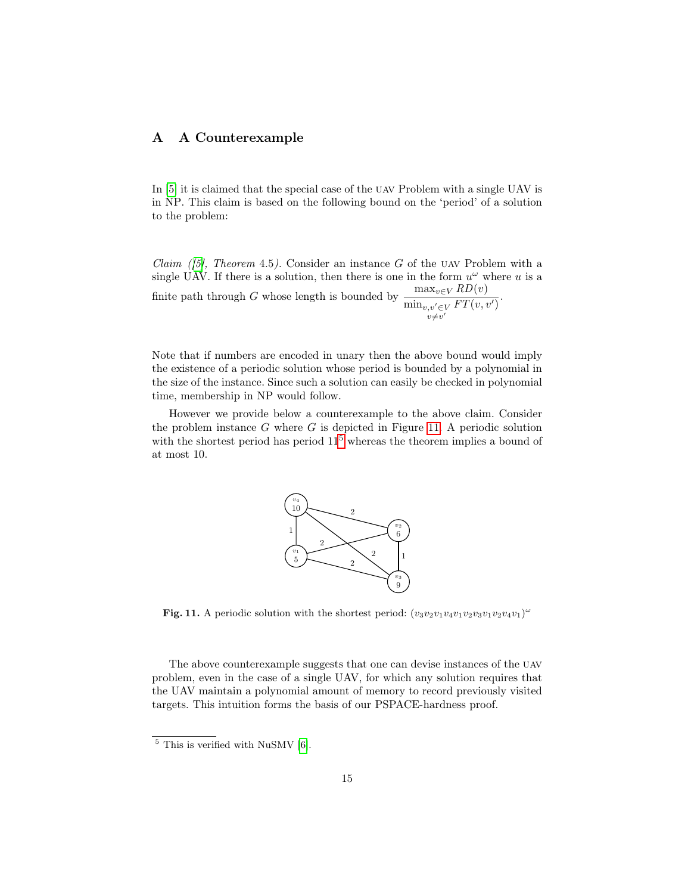## A A Counterexample

In [5] it is claimed that the special case of the UAV Problem with a single UAV is in NP. This claim is based on the following bound on the 'period' of a solution to the problem:

*Claim ([5], Theorem 4.5).* Consider an instance $G$ of the UAV Problem with a single UAV. If there is a solution, then there is one in the form $u^\omega$ where $u$ is a finite path through $G$ whose length is bounded by $\dfrac{\max_{v \in V} RD(v)}{\min_{\substack{v,v' \in V \\ v \neq v'}} FT(v, v')}$.

Note that if numbers are encoded in unary then the above bound would imply the existence of a periodic solution whose period is bounded by a polynomial in the size of the instance. Since such a solution can easily be checked in polynomial time, membership in NP would follow.

However we provide below a counterexample to the above claim. Consider the problem instance $G$ where $G$ is depicted in Figure 11. A periodic solution with the shortest period has period 11[5] whereas the theorem implies a bound of at most 10.

**Fig. 11.** A periodic solution with the shortest period: $(v_3 v_2 v_1 v_4 v_1 v_2 v_3 v_1 v_2 v_4 v_1)^\omega$

The above counterexample suggests that one can devise instances of the UAV problem, even in the case of a single UAV, for which any solution requires that the UAV maintain a polynomial amount of memory to record previously visited targets. This intuition forms the basis of our PSPACE-hardness proof.

[5] This is verified with NuSMV [6].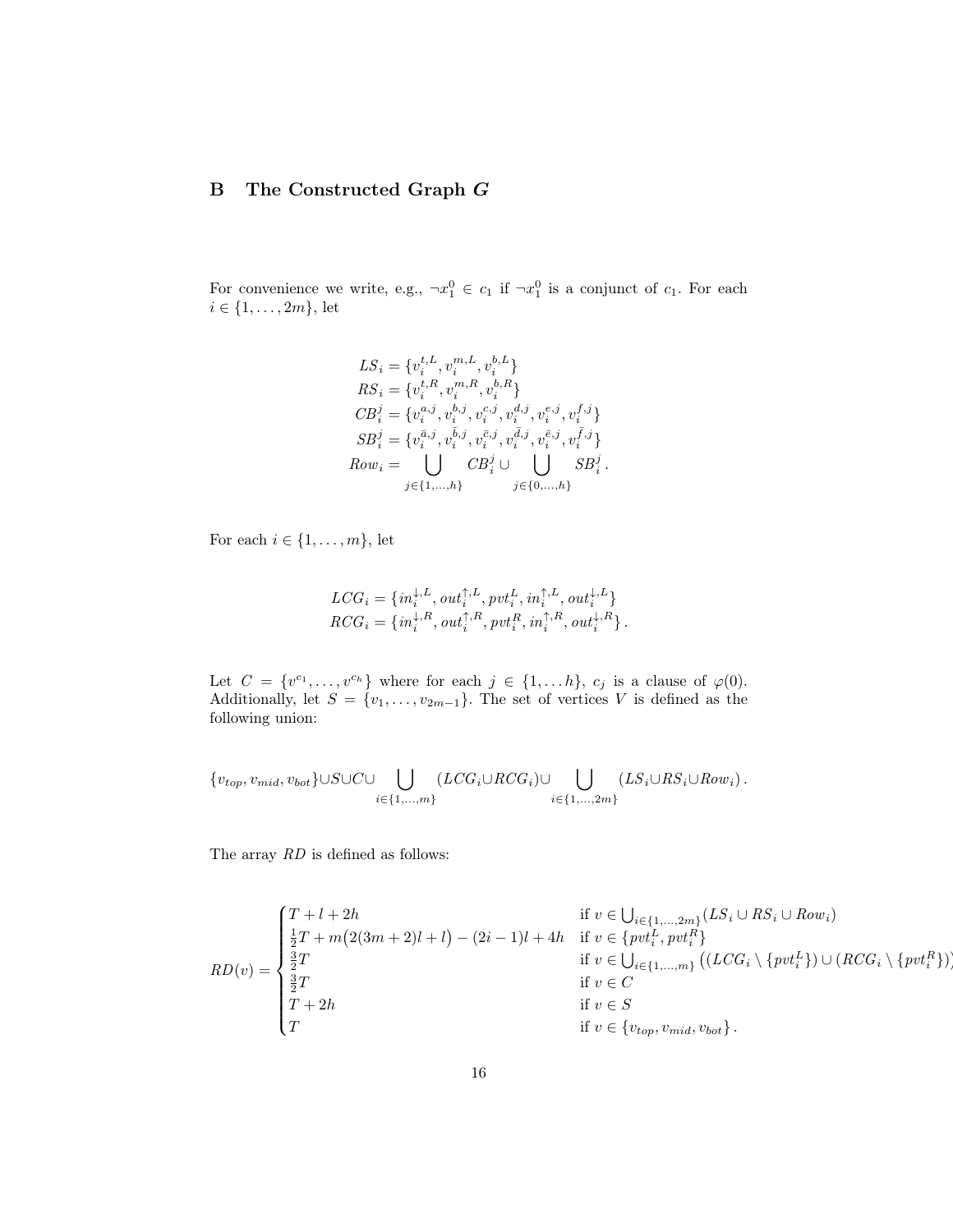## B The Constructed Graph $G$

For convenience we write, e.g., $\neg x_1^0 \in c_1$ if $\neg x_1^0$ is a conjunct of $c_1$. For each $i \in \{1, \ldots, 2m\}$, let

$$
\begin{aligned}
LS_i &= \{v_i^{t,L}, v_i^{m,L}, v_i^{b,L}\} \\
RS_i &= \{v_i^{t,R}, v_i^{m,R}, v_i^{b,R}\} \\
CB_i^j &= \{v_i^{a,j}, v_i^{b,j}, v_i^{c,j}, v_i^{d,j}, v_i^{e,j}, v_i^{f,j}\} \\
SB_i^j &= \{v_i^{\bar{a},j}, v_i^{\bar{b},j}, v_i^{\bar{c},j}, v_i^{\bar{d},j}, v_i^{\bar{e},j}, v_i^{\bar{f},j}\} \\
Row_i &= \bigcup_{j \in \{1,\ldots,h\}} CB_i^j \cup \bigcup_{j \in \{0,\ldots,h\}} SB_i^j .
\end{aligned}
$$

For each $i \in \{1, \ldots, m\}$, let

$$
\begin{aligned}
LCG_i &= \{in_i^{\downarrow,L}, out_i^{\uparrow,L}, pvt_i^L, in_i^{\uparrow,L}, out_i^{\downarrow,L}\} \\
RCG_i &= \{in_i^{\downarrow,R}, out_i^{\uparrow,R}, pvt_i^R, in_i^{\uparrow,R}, out_i^{\downarrow,R}\} .
\end{aligned}
$$

Let $C = \{v^{c_1}, \ldots, v^{c_h}\}$ where for each $j \in \{1, \ldots h\}$, $c_j$ is a clause of $\varphi(0)$. Additionally, let $S = \{v_1, \ldots, v_{2m-1}\}$. The set of vertices $V$ is defined as the following union:

$$
\{v_{top}, v_{mid}, v_{bot}\} \cup S \cup C \cup \bigcup_{i \in \{1,\ldots,m\}} (LCG_i \cup RCG_i) \cup \bigcup_{i \in \{1,\ldots,2m\}} (LS_i \cup RS_i \cup Row_i) .
$$

The array $RD$ is defined as follows:

$$
RD(v) = \begin{cases}
T + l + 2h & \text{if } v \in \bigcup_{i \in \{1,\ldots,2m\}} (LS_i \cup RS_i \cup Row_i) \\
\frac{1}{2}T + m\big(2(3m+2)l + l\big) - (2i-1)l + 4h & \text{if } v \in \{pvt_i^L, pvt_i^R\} \\
\frac{3}{2}T & \text{if } v \in \bigcup_{i \in \{1,\ldots,m\}} \big((LCG_i \setminus \{pvt_i^L\}) \cup (RCG_i \setminus \{pvt_i^R\})\big) \\
\frac{3}{2}T & \text{if } v \in C \\
T + 2h & \text{if } v \in S \\
T & \text{if } v \in \{v_{top}, v_{mid}, v_{bot}\} .
\end{cases}
$$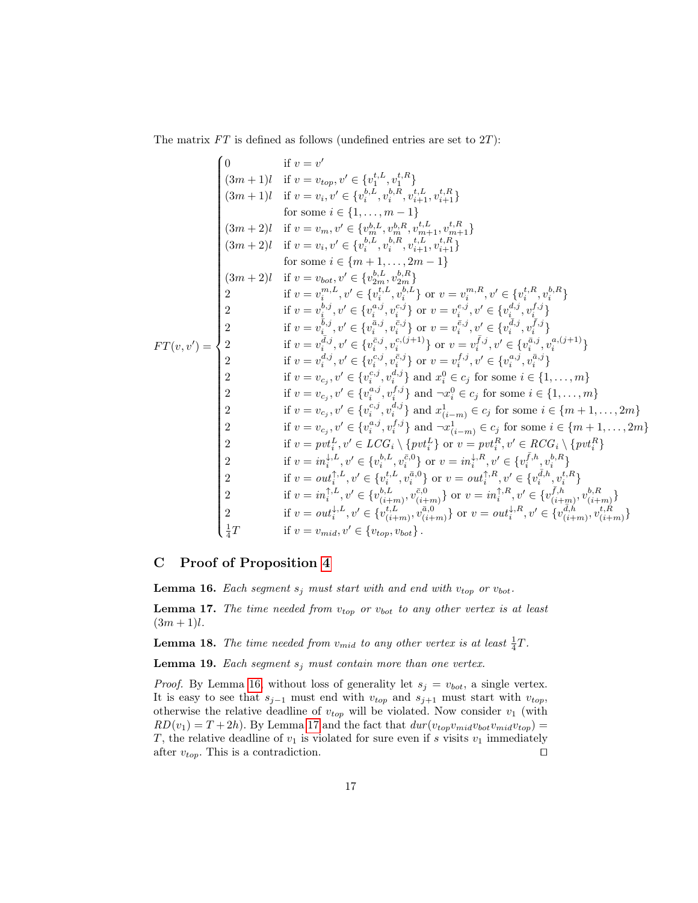The matrix $FT$ is defined as follows (undefined entries are set to $2T$):

$$
FT(v,v') = \begin{cases}
0 & \text{if } v = v' \\
(3m+1)l & \text{if } v = v_{top}, v' \in \{v_1^{t,L}, v_1^{t,R}\} \\
(3m+1)l & \text{if } v = v_i, v' \in \{v_i^{b,L}, v_i^{b,R}, v_{i+1}^{t,L}, v_{i+1}^{t,R}\} \\
& \text{for some } i \in \{1, \ldots, m-1\} \\
(3m+2)l & \text{if } v = v_m, v' \in \{v_m^{b,L}, v_m^{b,R}, v_{m+1}^{t,L}, v_{m+1}^{t,R}\} \\
(3m+2)l & \text{if } v = v_i, v' \in \{v_i^{b,L}, v_i^{b,R}, v_{i+1}^{t,L}, v_{i+1}^{t,R}\} \\
& \text{for some } i \in \{m+1, \ldots, 2m-1\} \\
(3m+2)l & \text{if } v = v_{bot}, v' \in \{v_{2m}^{b,L}, v_{2m}^{b,R}\} \\
2 & \text{if } v = v_i^{m,L}, v' \in \{v_i^{t,L}, v_i^{b,L}\} \text{ or } v = v_i^{m,R}, v' \in \{v_i^{t,R}, v_i^{b,R}\} \\
2 & \text{if } v = v_i^{b,j}, v' \in \{v_i^{a,j}, v_i^{c,j}\} \text{ or } v = v_i^{e,j}, v' \in \{v_i^{d,j}, v_i^{f,j}\} \\
2 & \text{if } v = v_i^{\bar{b},j}, v' \in \{v_i^{\bar{a},j}, v_i^{\bar{c},j}\} \text{ or } v = v_i^{\bar{e},j}, v' \in \{v_i^{\bar{d},j}, v_i^{\bar{f},j}\} \\
2 & \text{if } v = v_i^{\bar{d},j}, v' \in \{v_i^{\bar{c},j}, v_i^{c,(j+1)}\} \text{ or } v = v_i^{\bar{f},j}, v' \in \{v_i^{\bar{a},j}, v_i^{a,(j+1)}\} \\
2 & \text{if } v = v_i^{d,j}, v' \in \{v_i^{c,j}, v_i^{\bar{c},j}\} \text{ or } v = v_i^{f,j}, v' \in \{v_i^{a,j}, v_i^{\bar{a},j}\} \\
2 & \text{if } v = v_{c_j}, v' \in \{v_i^{c,j}, v_i^{d,j}\} \text{ and } x_i^0 \in c_j \text{ for some } i \in \{1, \ldots, m\} \\
2 & \text{if } v = v_{c_j}, v' \in \{v_i^{a,j}, v_i^{f,j}\} \text{ and } \neg x_i^0 \in c_j \text{ for some } i \in \{1, \ldots, m\} \\
2 & \text{if } v = v_{c_j}, v' \in \{v_i^{c,j}, v_i^{d,j}\} \text{ and } x_{(i-m)}^1 \in c_j \text{ for some } i \in \{m+1, \ldots, 2m\} \\
2 & \text{if } v = v_{c_j}, v' \in \{v_i^{a,j}, v_i^{f,j}\} \text{ and } \neg x_{(i-m)}^1 \in c_j \text{ for some } i \in \{m+1, \ldots, 2m\} \\
2 & \text{if } v = pvt_i^L, v' \in LCG_i \setminus \{pvt_i^L\} \text{ or } v = pvt_i^R, v' \in RCG_i \setminus \{pvt_i^R\} \\
2 & \text{if } v = in_i^{\downarrow,L}, v' \in \{v_i^{b,L}, v_i^{\bar{c},0}\} \text{ or } v = in_i^{\downarrow,R}, v' \in \{v_i^{\bar{f},h}, v_i^{b,R}\} \\
2 & \text{if } v = out_i^{\uparrow,L}, v' \in \{v_i^{t,L}, v_i^{\bar{a},0}\} \text{ or } v = out_i^{\uparrow,R}, v' \in \{v_i^{\bar{d},h}, v_i^{t,R}\} \\
2 & \text{if } v = in_i^{\uparrow,L}, v' \in \{v_{(i+m)}^{b,L}, v_{(i+m)}^{\bar{c},0}\} \text{ or } v = in_i^{\uparrow,R}, v' \in \{v_{(i+m)}^{\bar{f},h}, v_{(i+m)}^{b,R}\} \\
2 & \text{if } v = out_i^{\downarrow,L}, v' \in \{v_{(i+m)}^{t,L}, v_{(i+m)}^{\bar{a},0}\} \text{ or } v = out_i^{\downarrow,R}, v' \in \{v_{(i+m)}^{\bar{d},h}, v_{(i+m)}^{t,R}\} \\
\frac{1}{4}T & \text{if } v = v_{mid}, v' \in \{v_{top}, v_{bot}\}.
\end{cases}
$$

## C Proof of Proposition 4

**Lemma 16.** *Each segment $s_j$ must start with and end with $v_{top}$ or $v_{bot}$.*

**Lemma 17.** *The time needed from $v_{top}$ or $v_{bot}$ to any other vertex is at least $(3m+1)l$.*

**Lemma 18.** *The time needed from $v_{mid}$ to any other vertex is at least $\frac{1}{4}T$.*

**Lemma 19.** *Each segment $s_j$ must contain more than one vertex.*

*Proof.* By Lemma 16, without loss of generality let $s_j = v_{bot}$, a single vertex. It is easy to see that $s_{j-1}$ must end with $v_{top}$ and $s_{j+1}$ must start with $v_{top}$, otherwise the relative deadline of $v_{top}$ will be violated. Now consider $v_1$ (with $RD(v_1) = T + 2h$). By Lemma 17 and the fact that $dur(v_{top} v_{mid} v_{bot} v_{mid} v_{top}) = T$, the relative deadline of $v_1$ is violated for sure even if $s$ visits $v_1$ immediately after $v_{top}$. This is a contradiction. $\square$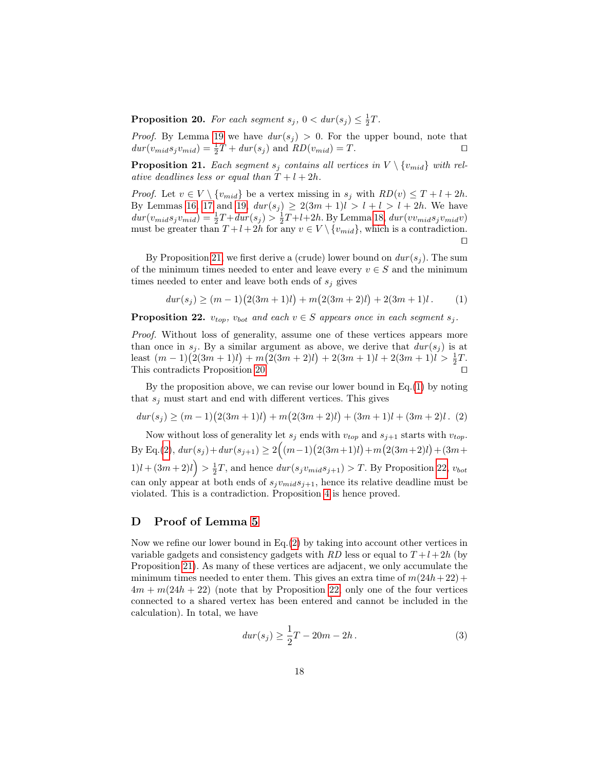**Proposition 20.** *For each segment $s_j$, $0 < dur(s_j) \leq \frac{1}{2}T$.*

*Proof.* By Lemma 19 we have $dur(s_j) > 0$. For the upper bound, note that $dur(v_{mid} s_j v_{mid}) = \frac{1}{2}T + dur(s_j)$ and $RD(v_{mid}) = T$. ◻

**Proposition 21.** *Each segment $s_j$ contains all vertices in $V \setminus \{v_{mid}\}$ with relative deadlines less or equal than $T + l + 2h$.*

*Proof.* Let $v \in V \setminus \{v_{mid}\}$ be a vertex missing in $s_j$ with $RD(v) \leq T + l + 2h$. By Lemmas 16, 17 and 19, $dur(s_j) \geq 2(3m+1)l > l + l > l + 2h$. We have $dur(v_{mid} s_j v_{mid}) = \frac{1}{2}T + dur(s_j) > \frac{1}{2}T + l + 2h$. By Lemma 18, $dur(v v_{mid} s_j v_{mid} v)$ must be greater than $T + l + 2h$ for any $v \in V \setminus \{v_{mid}\}$, which is a contradiction. ◻

By Proposition 21, we first derive a (crude) lower bound on $dur(s_j)$. The sum of the minimum times needed to enter and leave every $v \in S$ and the minimum times needed to enter and leave both ends of $s_j$ gives

$$dur(s_j) \geq (m-1)\big(2(3m+1)l\big) + m\big(2(3m+2)l\big) + 2(3m+1)l\,. \tag{1}$$

**Proposition 22.** *$v_{top}$, $v_{bot}$ and each $v \in S$ appears once in each segment $s_j$.*

*Proof.* Without loss of generality, assume one of these vertices appears more than once in $s_j$. By a similar argument as above, we derive that $dur(s_j)$ is at least $(m-1)\big(2(3m+1)l\big) + m\big(2(3m+2)l\big) + 2(3m+1)l + 2(3m+1)l > \frac{1}{2}T$. This contradicts Proposition 20. ◻

By the proposition above, we can revise our lower bound in Eq.(1) by noting that $s_j$ must start and end with different vertices. This gives

$$dur(s_j) \geq (m-1)\big(2(3m+1)l\big) + m\big(2(3m+2)l\big) + (3m+1)l + (3m+2)l\,. \tag{2}$$

Now without loss of generality let $s_j$ ends with $v_{top}$ and $s_{j+1}$ starts with $v_{top}$. By Eq.(2), $dur(s_j) + dur(s_{j+1}) \geq 2\Big((m-1)\big(2(3m+1)l\big) + m\big(2(3m+2)l\big) + (3m+1)l + (3m+2)l\Big) > \frac{1}{2}T$, and hence $dur(s_j v_{mid} s_{j+1}) > T$. By Proposition 22, $v_{bot}$ can only appear at both ends of $s_j v_{mid} s_{j+1}$, hence its relative deadline must be violated. This is a contradiction. Proposition 4 is hence proved.

## D Proof of Lemma 5

Now we refine our lower bound in Eq.(2) by taking into account other vertices in variable gadgets and consistency gadgets with $RD$ less or equal to $T + l + 2h$ (by Proposition 21). As many of these vertices are adjacent, we only accumulate the minimum times needed to enter them. This gives an extra time of $m(24h+22) + 4m + m(24h+22)$ (note that by Proposition 22, only one of the four vertices connected to a shared vertex has been entered and cannot be included in the calculation). In total, we have

$$dur(s_j) \geq \frac{1}{2}T - 20m - 2h\,. \tag{3}$$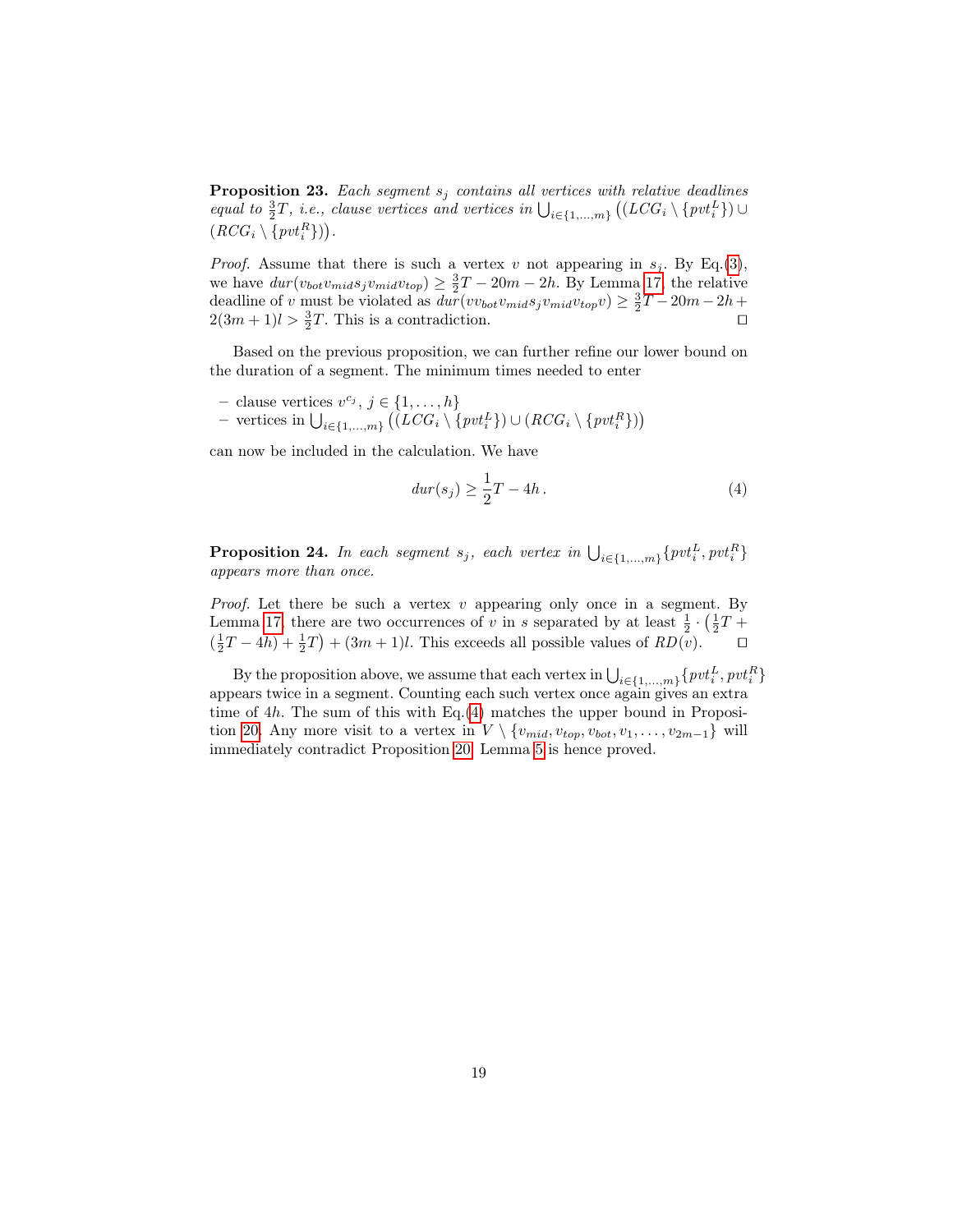**Proposition 23.** *Each segment $s_j$ contains all vertices with relative deadlines equal to $\frac{3}{2}T$, i.e., clause vertices and vertices in $\bigcup_{i\in\{1,\ldots,m\}}\big((LCG_i \setminus \{pvt_i^L\}) \cup (RCG_i \setminus \{pvt_i^R\})\big)$.*

*Proof.* Assume that there is such a vertex $v$ not appearing in $s_j$. By Eq.(3), we have $dur(v_{bot}v_{mid}s_jv_{mid}v_{top}) \geq \frac{3}{2}T - 20m - 2h$. By Lemma 17, the relative deadline of $v$ must be violated as $dur(vv_{bot}v_{mid}s_jv_{mid}v_{top}v) \geq \frac{3}{2}T - 20m - 2h + 2(3m+1)l > \frac{3}{2}T$. This is a contradiction. □

Based on the previous proposition, we can further refine our lower bound on the duration of a segment. The minimum times needed to enter

- clause vertices $v^{c_j}$, $j \in \{1,\ldots,h\}$
- vertices in $\bigcup_{i\in\{1,\ldots,m\}}\big((LCG_i \setminus \{pvt_i^L\}) \cup (RCG_i \setminus \{pvt_i^R\})\big)$

can now be included in the calculation. We have

$$dur(s_j) \geq \frac{1}{2}T - 4h\,. \tag{4}$$

**Proposition 24.** *In each segment $s_j$, each vertex in $\bigcup_{i\in\{1,\ldots,m\}}\{pvt_i^L, pvt_i^R\}$ appears more than once.*

*Proof.* Let there be such a vertex $v$ appearing only once in a segment. By Lemma 17, there are two occurrences of $v$ in $s$ separated by at least $\frac{1}{2}\cdot\big(\frac{1}{2}T + (\frac{1}{2}T - 4h) + \frac{1}{2}T\big) + (3m+1)l$. This exceeds all possible values of $RD(v)$. □

By the proposition above, we assume that each vertex in $\bigcup_{i\in\{1,\ldots,m\}}\{pvt_i^L, pvt_i^R\}$ appears twice in a segment. Counting each such vertex once again gives an extra time of $4h$. The sum of this with Eq.(4) matches the upper bound in Proposition 20. Any more visit to a vertex in $V \setminus \{v_{mid}, v_{top}, v_{bot}, v_1, \ldots, v_{2m-1}\}$ will immediately contradict Proposition 20. Lemma 5 is hence proved.